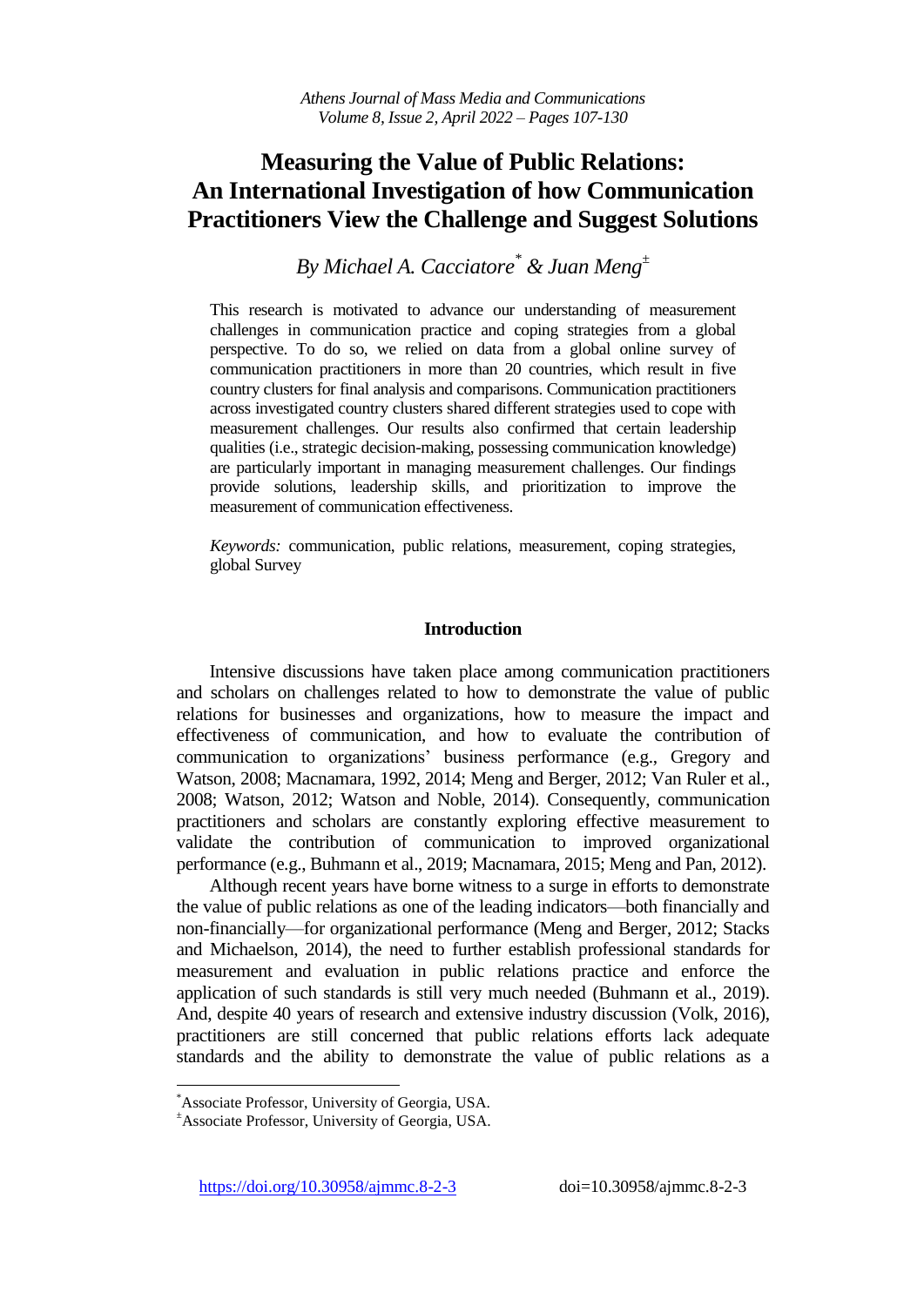# Measuring the Value of Public Relations: An International Investigation of how Communication Practitioners View the Challenge and Suggest Solutions

*By Michael A. Cacciatore[*] & Juan Meng[±]*

This research is motivated to advance our understanding of measurement challenges in communication practice and coping strategies from a global perspective. To do so, we relied on data from a global online survey of communication practitioners in more than 20 countries, which result in five country clusters for final analysis and comparisons. Communication practitioners across investigated country clusters shared different strategies used to cope with measurement challenges. Our results also confirmed that certain leadership qualities (i.e., strategic decision-making, possessing communication knowledge) are particularly important in managing measurement challenges. Our findings provide solutions, leadership skills, and prioritization to improve the measurement of communication effectiveness.

*Keywords:* communication, public relations, measurement, coping strategies, global Survey

## Introduction

Intensive discussions have taken place among communication practitioners and scholars on challenges related to how to demonstrate the value of public relations for businesses and organizations, how to measure the impact and effectiveness of communication, and how to evaluate the contribution of communication to organizations' business performance (e.g., Gregory and Watson, 2008; Macnamara, 1992, 2014; Meng and Berger, 2012; Van Ruler et al., 2008; Watson, 2012; Watson and Noble, 2014). Consequently, communication practitioners and scholars are constantly exploring effective measurement to validate the contribution of communication to improved organizational performance (e.g., Buhmann et al., 2019; Macnamara, 2015; Meng and Pan, 2012).

Although recent years have borne witness to a surge in efforts to demonstrate the value of public relations as one of the leading indicators—both financially and non-financially—for organizational performance (Meng and Berger, 2012; Stacks and Michaelson, 2014), the need to further establish professional standards for measurement and evaluation in public relations practice and enforce the application of such standards is still very much needed (Buhmann et al., 2019). And, despite 40 years of research and extensive industry discussion (Volk, 2016), practitioners are still concerned that public relations efforts lack adequate standards and the ability to demonstrate the value of public relations as a

---

[*] Associate Professor, University of Georgia, USA.

[±] Associate Professor, University of Georgia, USA.

https://doi.org/10.30958/ajmmc.8-2-3 doi=10.30958/ajmmc.8-2-3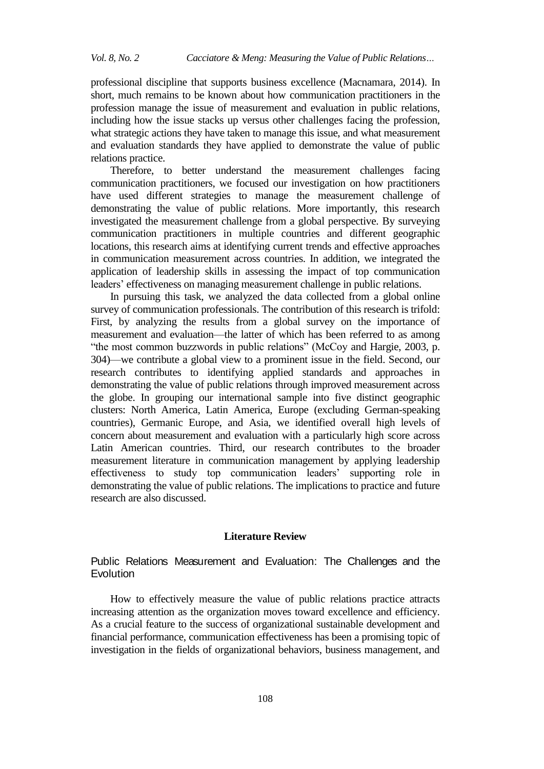professional discipline that supports business excellence (Macnamara, 2014). In short, much remains to be known about how communication practitioners in the profession manage the issue of measurement and evaluation in public relations, including how the issue stacks up versus other challenges facing the profession, what strategic actions they have taken to manage this issue, and what measurement and evaluation standards they have applied to demonstrate the value of public relations practice.

Therefore, to better understand the measurement challenges facing communication practitioners, we focused our investigation on how practitioners have used different strategies to manage the measurement challenge of demonstrating the value of public relations. More importantly, this research investigated the measurement challenge from a global perspective. By surveying communication practitioners in multiple countries and different geographic locations, this research aims at identifying current trends and effective approaches in communication measurement across countries. In addition, we integrated the application of leadership skills in assessing the impact of top communication leaders' effectiveness on managing measurement challenge in public relations.

In pursuing this task, we analyzed the data collected from a global online survey of communication professionals. The contribution of this research is trifold: First, by analyzing the results from a global survey on the importance of measurement and evaluation—the latter of which has been referred to as among "the most common buzzwords in public relations" (McCoy and Hargie, 2003, p. 304)—we contribute a global view to a prominent issue in the field. Second, our research contributes to identifying applied standards and approaches in demonstrating the value of public relations through improved measurement across the globe. In grouping our international sample into five distinct geographic clusters: North America, Latin America, Europe (excluding German-speaking countries), Germanic Europe, and Asia, we identified overall high levels of concern about measurement and evaluation with a particularly high score across Latin American countries. Third, our research contributes to the broader measurement literature in communication management by applying leadership effectiveness to study top communication leaders' supporting role in demonstrating the value of public relations. The implications to practice and future research are also discussed.

## Literature Review

### Public Relations Measurement and Evaluation: The Challenges and the Evolution

How to effectively measure the value of public relations practice attracts increasing attention as the organization moves toward excellence and efficiency. As a crucial feature to the success of organizational sustainable development and financial performance, communication effectiveness has been a promising topic of investigation in the fields of organizational behaviors, business management, and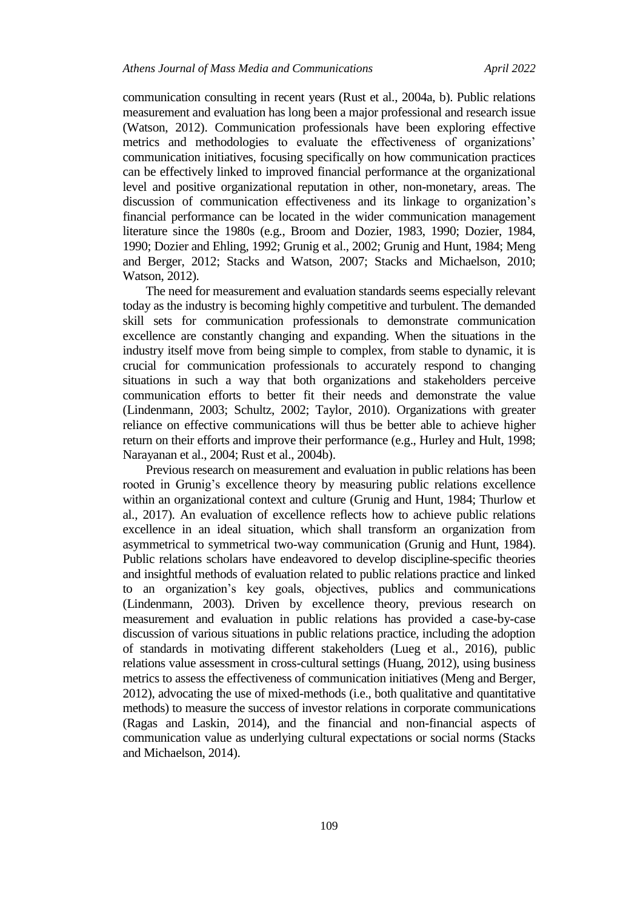communication consulting in recent years (Rust et al., 2004a, b). Public relations measurement and evaluation has long been a major professional and research issue (Watson, 2012). Communication professionals have been exploring effective metrics and methodologies to evaluate the effectiveness of organizations' communication initiatives, focusing specifically on how communication practices can be effectively linked to improved financial performance at the organizational level and positive organizational reputation in other, non-monetary, areas. The discussion of communication effectiveness and its linkage to organization's financial performance can be located in the wider communication management literature since the 1980s (e.g., Broom and Dozier, 1983, 1990; Dozier, 1984, 1990; Dozier and Ehling, 1992; Grunig et al., 2002; Grunig and Hunt, 1984; Meng and Berger, 2012; Stacks and Watson, 2007; Stacks and Michaelson, 2010; Watson, 2012).

The need for measurement and evaluation standards seems especially relevant today as the industry is becoming highly competitive and turbulent. The demanded skill sets for communication professionals to demonstrate communication excellence are constantly changing and expanding. When the situations in the industry itself move from being simple to complex, from stable to dynamic, it is crucial for communication professionals to accurately respond to changing situations in such a way that both organizations and stakeholders perceive communication efforts to better fit their needs and demonstrate the value (Lindenmann, 2003; Schultz, 2002; Taylor, 2010). Organizations with greater reliance on effective communications will thus be better able to achieve higher return on their efforts and improve their performance (e.g., Hurley and Hult, 1998; Narayanan et al., 2004; Rust et al., 2004b).

Previous research on measurement and evaluation in public relations has been rooted in Grunig's excellence theory by measuring public relations excellence within an organizational context and culture (Grunig and Hunt, 1984; Thurlow et al., 2017). An evaluation of excellence reflects how to achieve public relations excellence in an ideal situation, which shall transform an organization from asymmetrical to symmetrical two-way communication (Grunig and Hunt, 1984). Public relations scholars have endeavored to develop discipline-specific theories and insightful methods of evaluation related to public relations practice and linked to an organization's key goals, objectives, publics and communications (Lindenmann, 2003). Driven by excellence theory, previous research on measurement and evaluation in public relations has provided a case-by-case discussion of various situations in public relations practice, including the adoption of standards in motivating different stakeholders (Lueg et al., 2016), public relations value assessment in cross-cultural settings (Huang, 2012), using business metrics to assess the effectiveness of communication initiatives (Meng and Berger, 2012), advocating the use of mixed-methods (i.e., both qualitative and quantitative methods) to measure the success of investor relations in corporate communications (Ragas and Laskin, 2014), and the financial and non-financial aspects of communication value as underlying cultural expectations or social norms (Stacks and Michaelson, 2014).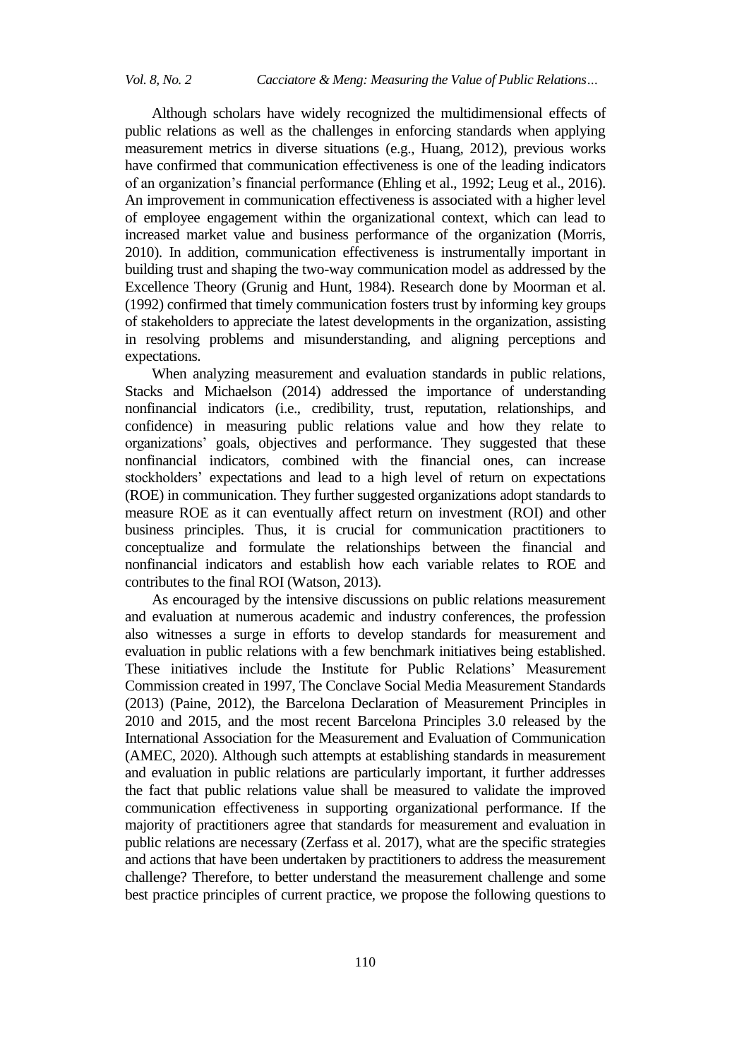Although scholars have widely recognized the multidimensional effects of public relations as well as the challenges in enforcing standards when applying measurement metrics in diverse situations (e.g., Huang, 2012), previous works have confirmed that communication effectiveness is one of the leading indicators of an organization's financial performance (Ehling et al., 1992; Leug et al., 2016). An improvement in communication effectiveness is associated with a higher level of employee engagement within the organizational context, which can lead to increased market value and business performance of the organization (Morris, 2010). In addition, communication effectiveness is instrumentally important in building trust and shaping the two-way communication model as addressed by the Excellence Theory (Grunig and Hunt, 1984). Research done by Moorman et al. (1992) confirmed that timely communication fosters trust by informing key groups of stakeholders to appreciate the latest developments in the organization, assisting in resolving problems and misunderstanding, and aligning perceptions and expectations.

When analyzing measurement and evaluation standards in public relations, Stacks and Michaelson (2014) addressed the importance of understanding nonfinancial indicators (i.e., credibility, trust, reputation, relationships, and confidence) in measuring public relations value and how they relate to organizations' goals, objectives and performance. They suggested that these nonfinancial indicators, combined with the financial ones, can increase stockholders' expectations and lead to a high level of return on expectations (ROE) in communication. They further suggested organizations adopt standards to measure ROE as it can eventually affect return on investment (ROI) and other business principles. Thus, it is crucial for communication practitioners to conceptualize and formulate the relationships between the financial and nonfinancial indicators and establish how each variable relates to ROE and contributes to the final ROI (Watson, 2013).

As encouraged by the intensive discussions on public relations measurement and evaluation at numerous academic and industry conferences, the profession also witnesses a surge in efforts to develop standards for measurement and evaluation in public relations with a few benchmark initiatives being established. These initiatives include the Institute for Public Relations' Measurement Commission created in 1997, The Conclave Social Media Measurement Standards (2013) (Paine, 2012), the Barcelona Declaration of Measurement Principles in 2010 and 2015, and the most recent Barcelona Principles 3.0 released by the International Association for the Measurement and Evaluation of Communication (AMEC, 2020). Although such attempts at establishing standards in measurement and evaluation in public relations are particularly important, it further addresses the fact that public relations value shall be measured to validate the improved communication effectiveness in supporting organizational performance. If the majority of practitioners agree that standards for measurement and evaluation in public relations are necessary (Zerfass et al. 2017), what are the specific strategies and actions that have been undertaken by practitioners to address the measurement challenge? Therefore, to better understand the measurement challenge and some best practice principles of current practice, we propose the following questions to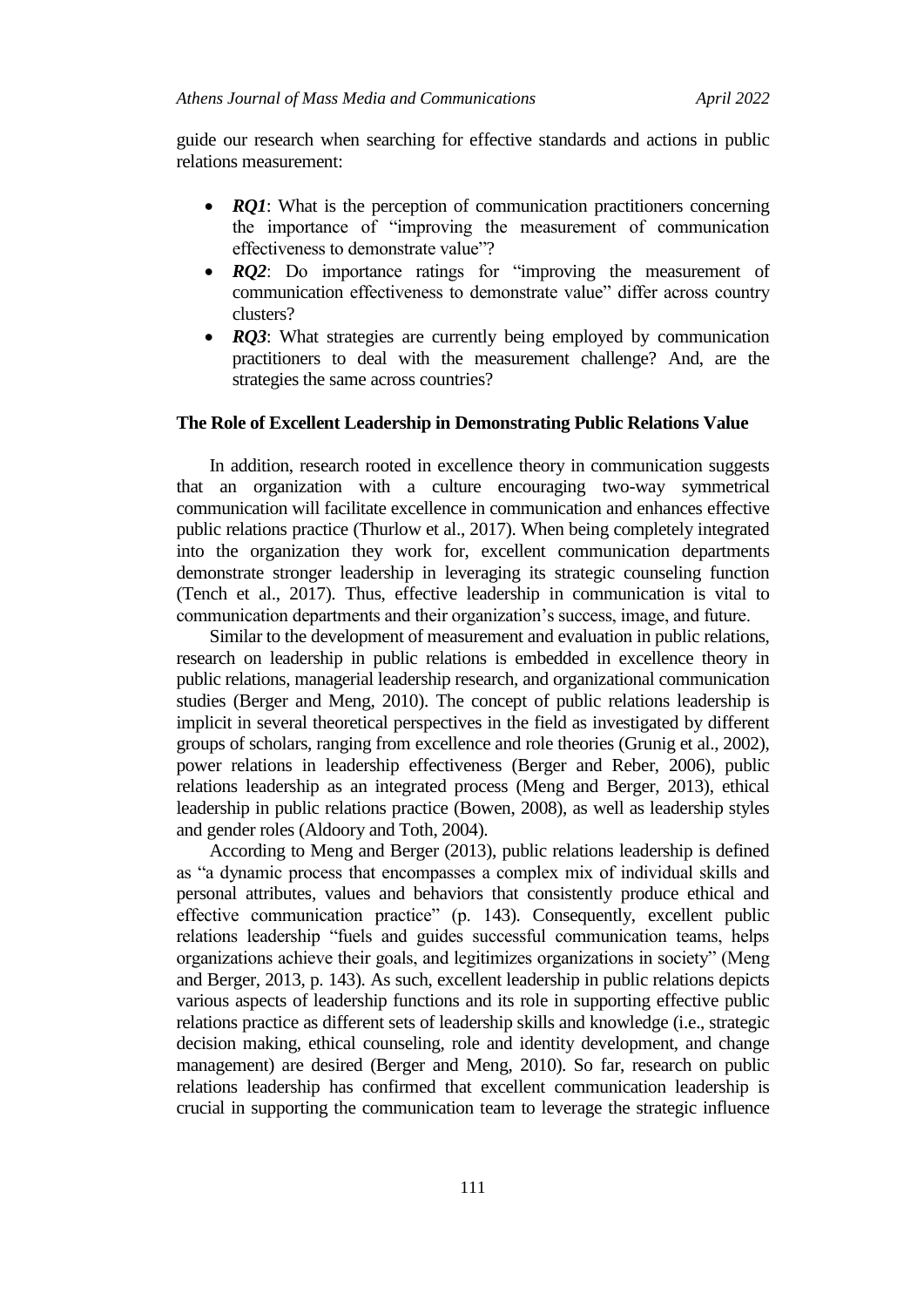guide our research when searching for effective standards and actions in public relations measurement:

- ***RQ1***: What is the perception of communication practitioners concerning the importance of "improving the measurement of communication effectiveness to demonstrate value"?
- ***RQ2***: Do importance ratings for "improving the measurement of communication effectiveness to demonstrate value" differ across country clusters?
- ***RQ3***: What strategies are currently being employed by communication practitioners to deal with the measurement challenge? And, are the strategies the same across countries?

### The Role of Excellent Leadership in Demonstrating Public Relations Value

In addition, research rooted in excellence theory in communication suggests that an organization with a culture encouraging two-way symmetrical communication will facilitate excellence in communication and enhances effective public relations practice (Thurlow et al., 2017). When being completely integrated into the organization they work for, excellent communication departments demonstrate stronger leadership in leveraging its strategic counseling function (Tench et al., 2017). Thus, effective leadership in communication is vital to communication departments and their organization's success, image, and future.

Similar to the development of measurement and evaluation in public relations, research on leadership in public relations is embedded in excellence theory in public relations, managerial leadership research, and organizational communication studies (Berger and Meng, 2010). The concept of public relations leadership is implicit in several theoretical perspectives in the field as investigated by different groups of scholars, ranging from excellence and role theories (Grunig et al., 2002), power relations in leadership effectiveness (Berger and Reber, 2006), public relations leadership as an integrated process (Meng and Berger, 2013), ethical leadership in public relations practice (Bowen, 2008), as well as leadership styles and gender roles (Aldoory and Toth, 2004).

According to Meng and Berger (2013), public relations leadership is defined as "a dynamic process that encompasses a complex mix of individual skills and personal attributes, values and behaviors that consistently produce ethical and effective communication practice" (p. 143). Consequently, excellent public relations leadership "fuels and guides successful communication teams, helps organizations achieve their goals, and legitimizes organizations in society" (Meng and Berger, 2013, p. 143). As such, excellent leadership in public relations depicts various aspects of leadership functions and its role in supporting effective public relations practice as different sets of leadership skills and knowledge (i.e., strategic decision making, ethical counseling, role and identity development, and change management) are desired (Berger and Meng, 2010). So far, research on public relations leadership has confirmed that excellent communication leadership is crucial in supporting the communication team to leverage the strategic influence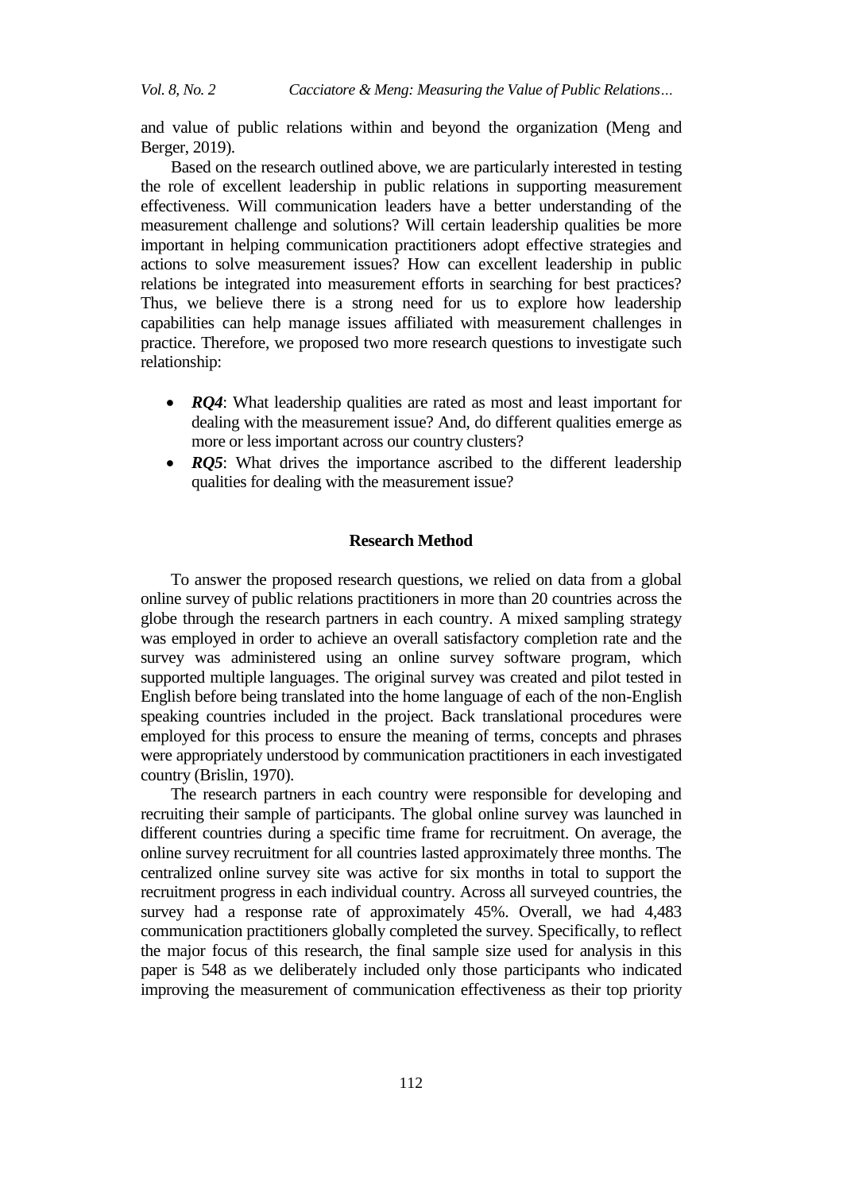and value of public relations within and beyond the organization (Meng and Berger, 2019).

Based on the research outlined above, we are particularly interested in testing the role of excellent leadership in public relations in supporting measurement effectiveness. Will communication leaders have a better understanding of the measurement challenge and solutions? Will certain leadership qualities be more important in helping communication practitioners adopt effective strategies and actions to solve measurement issues? How can excellent leadership in public relations be integrated into measurement efforts in searching for best practices? Thus, we believe there is a strong need for us to explore how leadership capabilities can help manage issues affiliated with measurement challenges in practice. Therefore, we proposed two more research questions to investigate such relationship:

- ***RQ4***: What leadership qualities are rated as most and least important for dealing with the measurement issue? And, do different qualities emerge as more or less important across our country clusters?
- ***RQ5***: What drives the importance ascribed to the different leadership qualities for dealing with the measurement issue?

## Research Method

To answer the proposed research questions, we relied on data from a global online survey of public relations practitioners in more than 20 countries across the globe through the research partners in each country. A mixed sampling strategy was employed in order to achieve an overall satisfactory completion rate and the survey was administered using an online survey software program, which supported multiple languages. The original survey was created and pilot tested in English before being translated into the home language of each of the non-English speaking countries included in the project. Back translational procedures were employed for this process to ensure the meaning of terms, concepts and phrases were appropriately understood by communication practitioners in each investigated country (Brislin, 1970).

The research partners in each country were responsible for developing and recruiting their sample of participants. The global online survey was launched in different countries during a specific time frame for recruitment. On average, the online survey recruitment for all countries lasted approximately three months. The centralized online survey site was active for six months in total to support the recruitment progress in each individual country. Across all surveyed countries, the survey had a response rate of approximately 45%. Overall, we had 4,483 communication practitioners globally completed the survey. Specifically, to reflect the major focus of this research, the final sample size used for analysis in this paper is 548 as we deliberately included only those participants who indicated improving the measurement of communication effectiveness as their top priority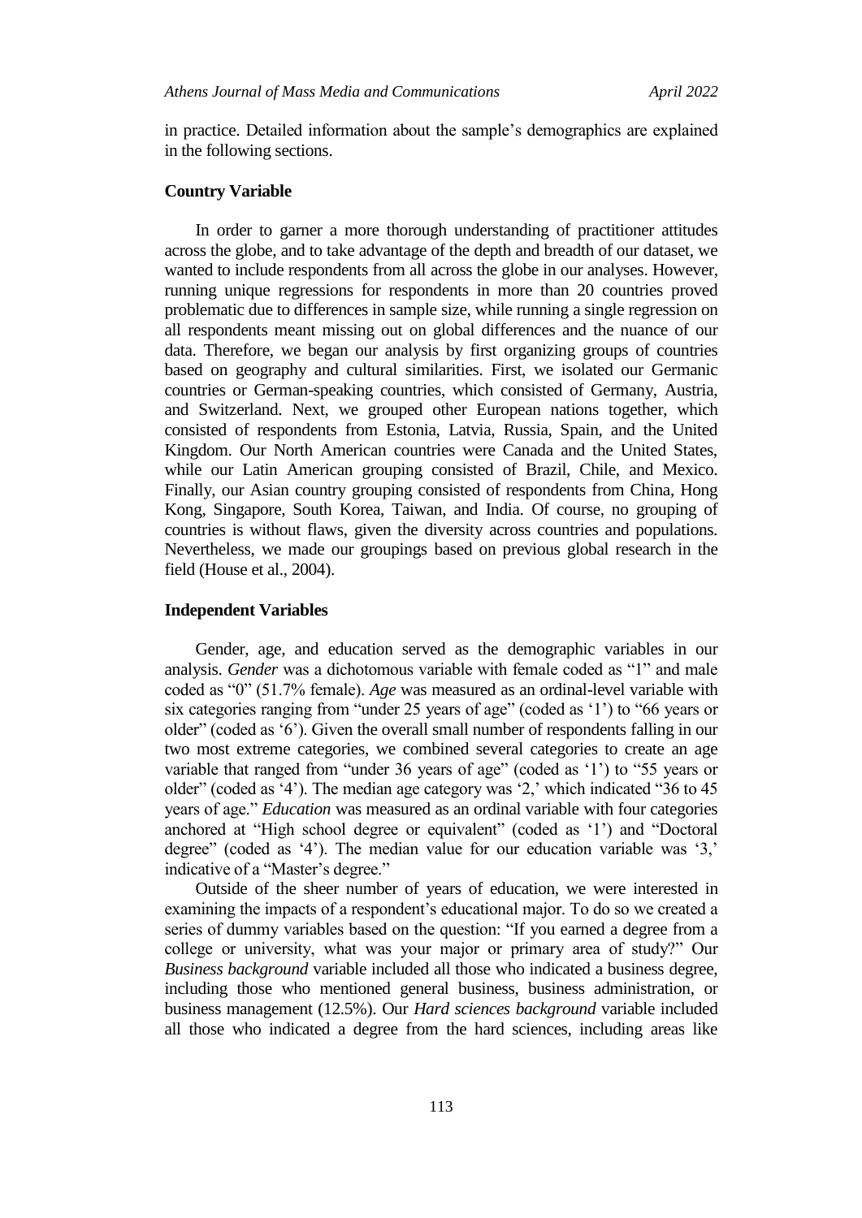in practice. Detailed information about the sample's demographics are explained in the following sections.

### Country Variable

In order to garner a more thorough understanding of practitioner attitudes across the globe, and to take advantage of the depth and breadth of our dataset, we wanted to include respondents from all across the globe in our analyses. However, running unique regressions for respondents in more than 20 countries proved problematic due to differences in sample size, while running a single regression on all respondents meant missing out on global differences and the nuance of our data. Therefore, we began our analysis by first organizing groups of countries based on geography and cultural similarities. First, we isolated our Germanic countries or German-speaking countries, which consisted of Germany, Austria, and Switzerland. Next, we grouped other European nations together, which consisted of respondents from Estonia, Latvia, Russia, Spain, and the United Kingdom. Our North American countries were Canada and the United States, while our Latin American grouping consisted of Brazil, Chile, and Mexico. Finally, our Asian country grouping consisted of respondents from China, Hong Kong, Singapore, South Korea, Taiwan, and India. Of course, no grouping of countries is without flaws, given the diversity across countries and populations. Nevertheless, we made our groupings based on previous global research in the field (House et al., 2004).

### Independent Variables

Gender, age, and education served as the demographic variables in our analysis. *Gender* was a dichotomous variable with female coded as "1" and male coded as "0" (51.7% female). *Age* was measured as an ordinal-level variable with six categories ranging from "under 25 years of age" (coded as '1') to "66 years or older" (coded as '6'). Given the overall small number of respondents falling in our two most extreme categories, we combined several categories to create an age variable that ranged from "under 36 years of age" (coded as '1') to "55 years or older" (coded as '4'). The median age category was '2,' which indicated "36 to 45 years of age." *Education* was measured as an ordinal variable with four categories anchored at "High school degree or equivalent" (coded as '1') and "Doctoral degree" (coded as '4'). The median value for our education variable was '3,' indicative of a "Master's degree."

Outside of the sheer number of years of education, we were interested in examining the impacts of a respondent's educational major. To do so we created a series of dummy variables based on the question: "If you earned a degree from a college or university, what was your major or primary area of study?" Our *Business background* variable included all those who indicated a business degree, including those who mentioned general business, business administration, or business management (12.5%). Our *Hard sciences background* variable included all those who indicated a degree from the hard sciences, including areas like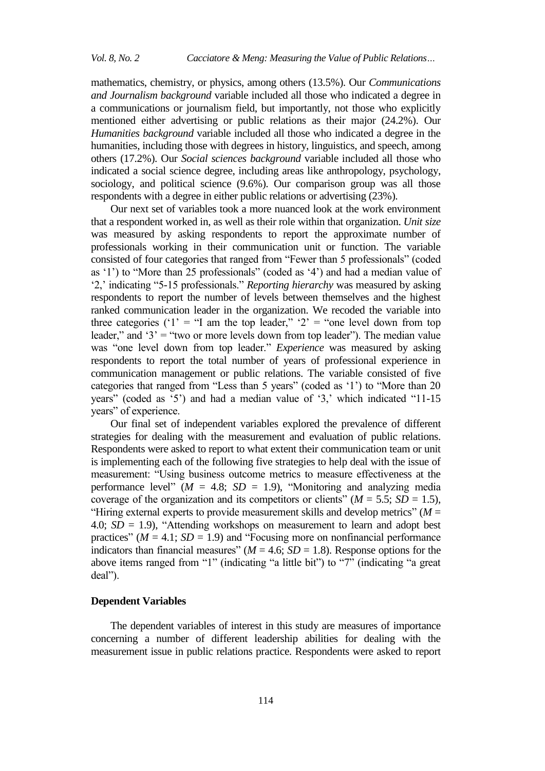mathematics, chemistry, or physics, among others (13.5%). Our *Communications and Journalism background* variable included all those who indicated a degree in a communications or journalism field, but importantly, not those who explicitly mentioned either advertising or public relations as their major (24.2%). Our *Humanities background* variable included all those who indicated a degree in the humanities, including those with degrees in history, linguistics, and speech, among others (17.2%). Our *Social sciences background* variable included all those who indicated a social science degree, including areas like anthropology, psychology, sociology, and political science (9.6%). Our comparison group was all those respondents with a degree in either public relations or advertising (23%).

Our next set of variables took a more nuanced look at the work environment that a respondent worked in, as well as their role within that organization. *Unit size* was measured by asking respondents to report the approximate number of professionals working in their communication unit or function. The variable consisted of four categories that ranged from "Fewer than 5 professionals" (coded as '1') to "More than 25 professionals" (coded as '4') and had a median value of '2,' indicating "5-15 professionals." *Reporting hierarchy* was measured by asking respondents to report the number of levels between themselves and the highest ranked communication leader in the organization. We recoded the variable into three categories ('1' = "I am the top leader," '2' = "one level down from top leader," and '3' = "two or more levels down from top leader"). The median value was "one level down from top leader." *Experience* was measured by asking respondents to report the total number of years of professional experience in communication management or public relations. The variable consisted of five categories that ranged from "Less than 5 years" (coded as '1') to "More than 20 years" (coded as '5') and had a median value of '3,' which indicated "11-15 years" of experience.

Our final set of independent variables explored the prevalence of different strategies for dealing with the measurement and evaluation of public relations. Respondents were asked to report to what extent their communication team or unit is implementing each of the following five strategies to help deal with the issue of measurement: "Using business outcome metrics to measure effectiveness at the performance level" ($M$ = 4.8; $SD$ = 1.9), "Monitoring and analyzing media coverage of the organization and its competitors or clients" ($M$ = 5.5; $SD$ = 1.5), "Hiring external experts to provide measurement skills and develop metrics" ($M$ = 4.0; $SD$ = 1.9), "Attending workshops on measurement to learn and adopt best practices" ($M$ = 4.1; $SD$ = 1.9) and "Focusing more on nonfinancial performance indicators than financial measures" ($M$ = 4.6; $SD$ = 1.8). Response options for the above items ranged from "1" (indicating "a little bit") to "7" (indicating "a great deal").

## Dependent Variables

The dependent variables of interest in this study are measures of importance concerning a number of different leadership abilities for dealing with the measurement issue in public relations practice. Respondents were asked to report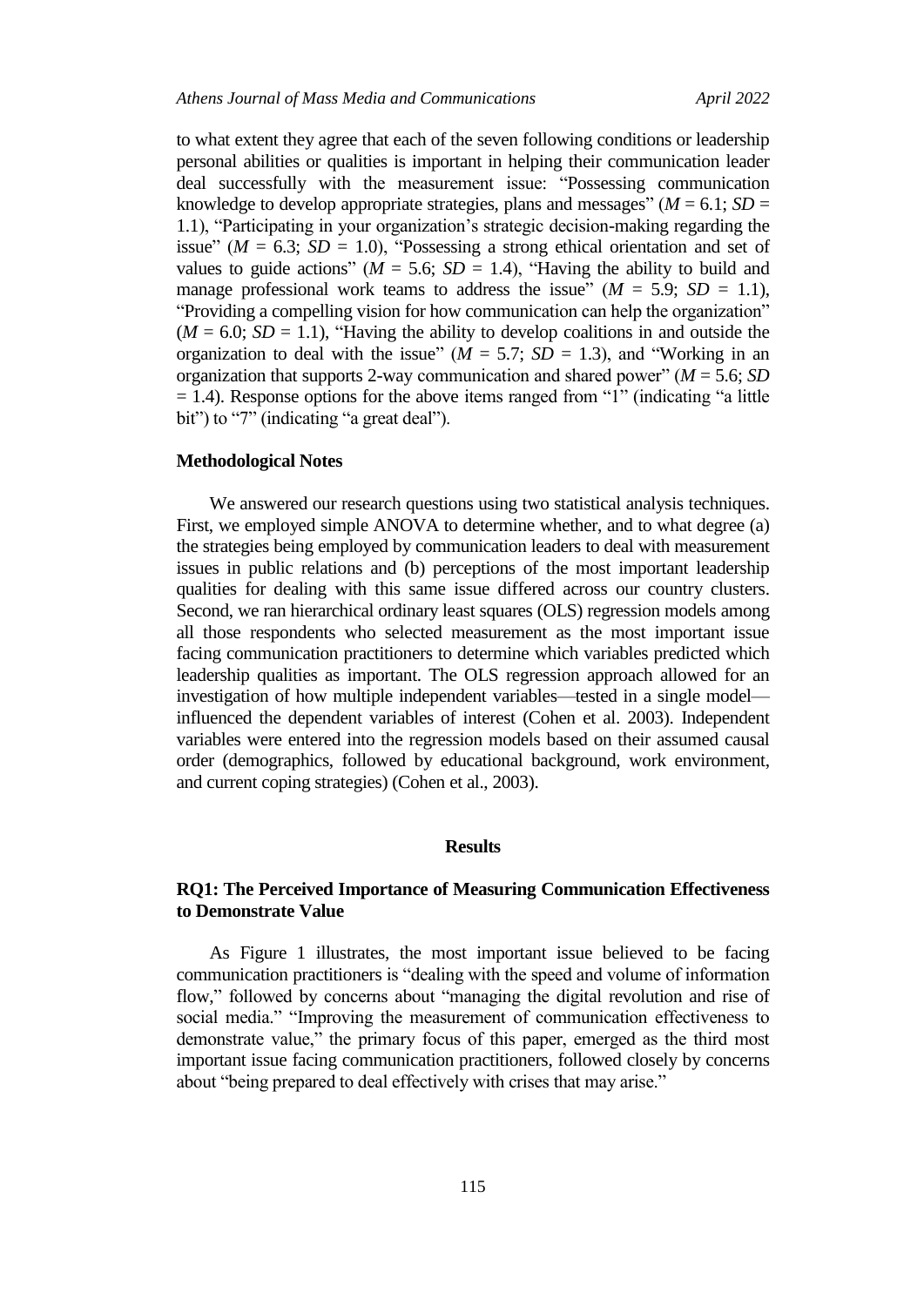to what extent they agree that each of the seven following conditions or leadership personal abilities or qualities is important in helping their communication leader deal successfully with the measurement issue: "Possessing communication knowledge to develop appropriate strategies, plans and messages" ($M$ = 6.1; $SD$ = 1.1), "Participating in your organization's strategic decision-making regarding the issue" ($M$ = 6.3; $SD$ = 1.0), "Possessing a strong ethical orientation and set of values to guide actions" ($M$ = 5.6; $SD$ = 1.4), "Having the ability to build and manage professional work teams to address the issue" ($M$ = 5.9; $SD$ = 1.1), "Providing a compelling vision for how communication can help the organization" ($M$ = 6.0; $SD$ = 1.1), "Having the ability to develop coalitions in and outside the organization to deal with the issue" ($M$ = 5.7; $SD$ = 1.3), and "Working in an organization that supports 2-way communication and shared power" ($M$ = 5.6; $SD$ = 1.4). Response options for the above items ranged from "1" (indicating "a little bit") to "7" (indicating "a great deal").

### Methodological Notes

We answered our research questions using two statistical analysis techniques. First, we employed simple ANOVA to determine whether, and to what degree (a) the strategies being employed by communication leaders to deal with measurement issues in public relations and (b) perceptions of the most important leadership qualities for dealing with this same issue differed across our country clusters. Second, we ran hierarchical ordinary least squares (OLS) regression models among all those respondents who selected measurement as the most important issue facing communication practitioners to determine which variables predicted which leadership qualities as important. The OLS regression approach allowed for an investigation of how multiple independent variables—tested in a single model—influenced the dependent variables of interest (Cohen et al. 2003). Independent variables were entered into the regression models based on their assumed causal order (demographics, followed by educational background, work environment, and current coping strategies) (Cohen et al., 2003).

## Results

### RQ1: The Perceived Importance of Measuring Communication Effectiveness to Demonstrate Value

As Figure 1 illustrates, the most important issue believed to be facing communication practitioners is "dealing with the speed and volume of information flow," followed by concerns about "managing the digital revolution and rise of social media." "Improving the measurement of communication effectiveness to demonstrate value," the primary focus of this paper, emerged as the third most important issue facing communication practitioners, followed closely by concerns about "being prepared to deal effectively with crises that may arise."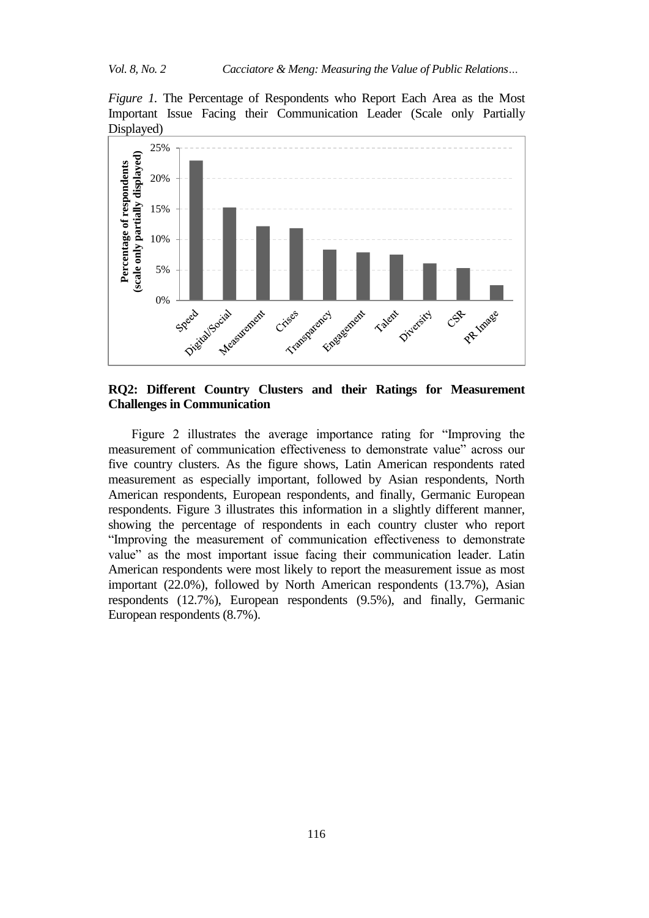*Figure 1.* The Percentage of Respondents who Report Each Area as the Most Important Issue Facing their Communication Leader (Scale only Partially Displayed)

**RQ2: Different Country Clusters and their Ratings for Measurement Challenges in Communication**

Figure 2 illustrates the average importance rating for "Improving the measurement of communication effectiveness to demonstrate value" across our five country clusters. As the figure shows, Latin American respondents rated measurement as especially important, followed by Asian respondents, North American respondents, European respondents, and finally, Germanic European respondents. Figure 3 illustrates this information in a slightly different manner, showing the percentage of respondents in each country cluster who report "Improving the measurement of communication effectiveness to demonstrate value" as the most important issue facing their communication leader. Latin American respondents were most likely to report the measurement issue as most important (22.0%), followed by North American respondents (13.7%), Asian respondents (12.7%), European respondents (9.5%), and finally, Germanic European respondents (8.7%).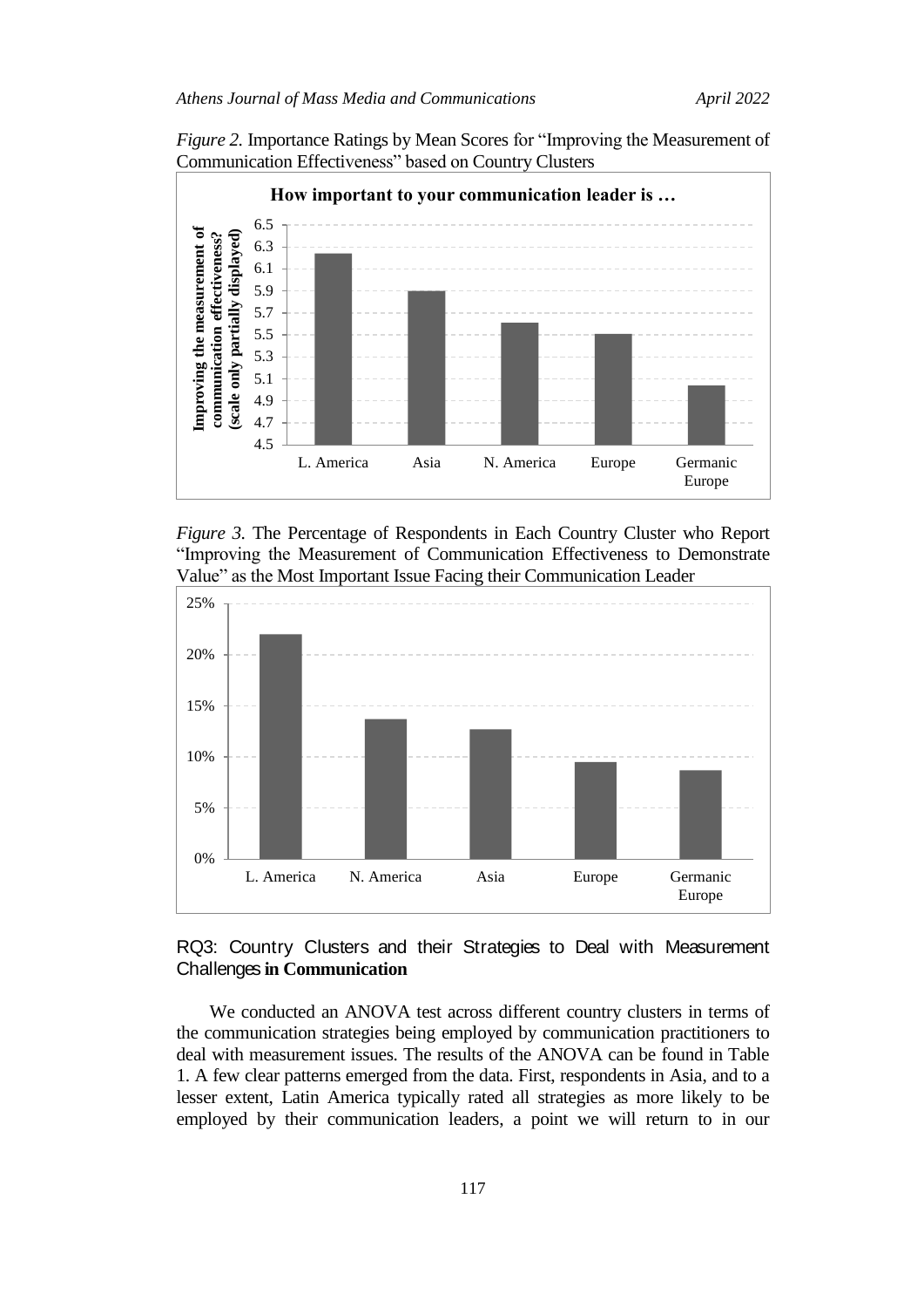*Figure 2.* Importance Ratings by Mean Scores for "Improving the Measurement of Communication Effectiveness" based on Country Clusters

*Figure 3.* The Percentage of Respondents in Each Country Cluster who Report "Improving the Measurement of Communication Effectiveness to Demonstrate Value" as the Most Important Issue Facing their Communication Leader

### RQ3: Country Clusters and their Strategies to Deal with Measurement Challenges **in Communication**

We conducted an ANOVA test across different country clusters in terms of the communication strategies being employed by communication practitioners to deal with measurement issues. The results of the ANOVA can be found in Table 1. A few clear patterns emerged from the data. First, respondents in Asia, and to a lesser extent, Latin America typically rated all strategies as more likely to be employed by their communication leaders, a point we will return to in our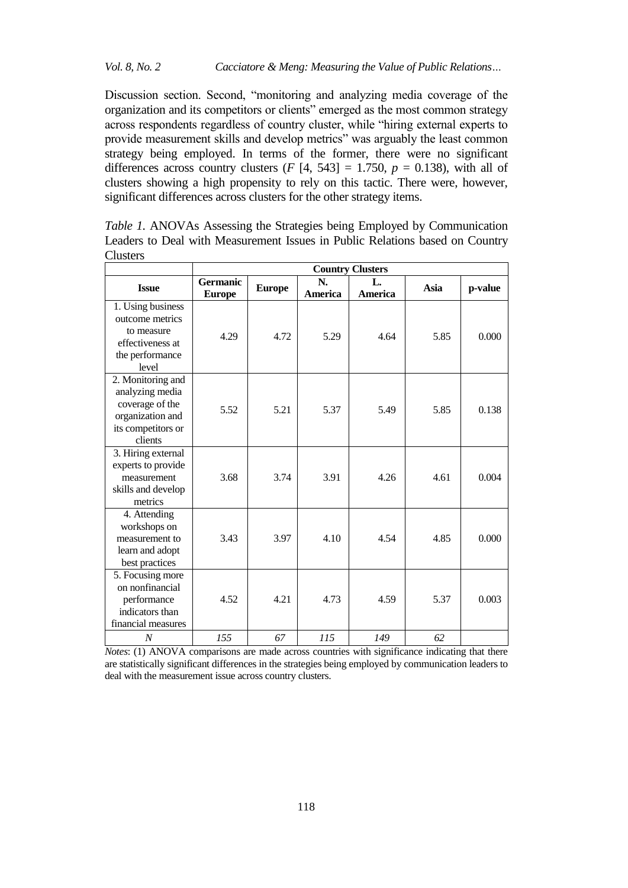Discussion section. Second, "monitoring and analyzing media coverage of the organization and its competitors or clients" emerged as the most common strategy across respondents regardless of country cluster, while "hiring external experts to provide measurement skills and develop metrics" was arguably the least common strategy being employed. In terms of the former, there were no significant differences across country clusters ($F$ [4, 543] = 1.750, $p$ = 0.138), with all of clusters showing a high propensity to rely on this tactic. There were, however, significant differences across clusters for the other strategy items.

*Table 1.* ANOVAs Assessing the Strategies being Employed by Communication Leaders to Deal with Measurement Issues in Public Relations based on Country Clusters

| | Country Clusters | | | | | |
|---|---|---|---|---|---|---|
| **Issue** | **Germanic Europe** | **Europe** | **N. America** | **L. America** | **Asia** | **p-value** |
| 1. Using business outcome metrics to measure effectiveness at the performance level | 4.29 | 4.72 | 5.29 | 4.64 | 5.85 | 0.000 |
| 2. Monitoring and analyzing media coverage of the organization and its competitors or clients | 5.52 | 5.21 | 5.37 | 5.49 | 5.85 | 0.138 |
| 3. Hiring external experts to provide measurement skills and develop metrics | 3.68 | 3.74 | 3.91 | 4.26 | 4.61 | 0.004 |
| 4. Attending workshops on measurement to learn and adopt best practices | 3.43 | 3.97 | 4.10 | 4.54 | 4.85 | 0.000 |
| 5. Focusing more on nonfinancial performance indicators than financial measures | 4.52 | 4.21 | 4.73 | 4.59 | 5.37 | 0.003 |
| *N* | *155* | *67* | *115* | *149* | *62* | |

*Notes*: (1) ANOVA comparisons are made across countries with significance indicating that there are statistically significant differences in the strategies being employed by communication leaders to deal with the measurement issue across country clusters.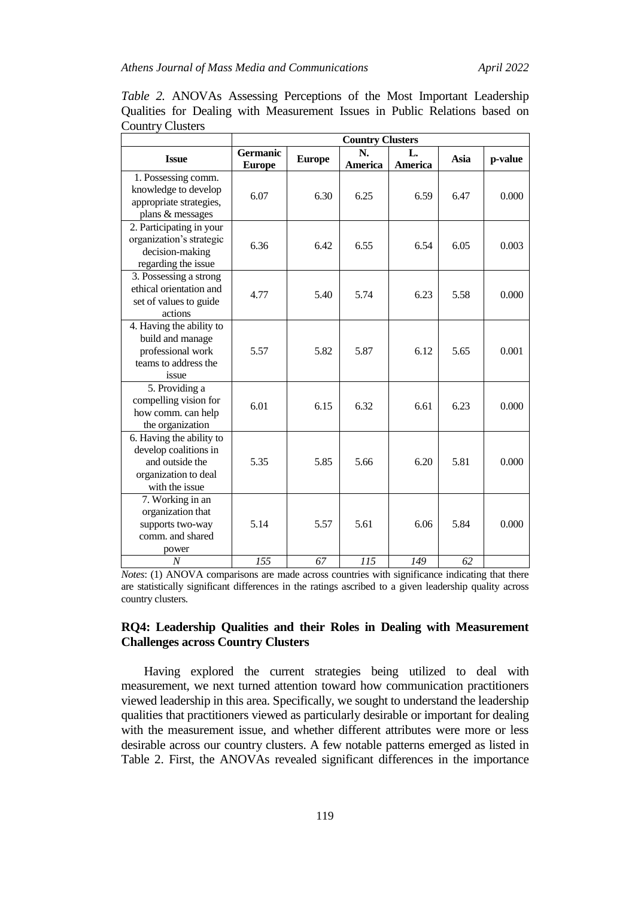*Table 2.* ANOVAs Assessing Perceptions of the Most Important Leadership Qualities for Dealing with Measurement Issues in Public Relations based on Country Clusters

| | Country Clusters | | | | | |
|---|---|---|---|---|---|---|
| **Issue** | **Germanic Europe** | **Europe** | **N. America** | **L. America** | **Asia** | **p-value** |
| 1. Possessing comm. knowledge to develop appropriate strategies, plans & messages | 6.07 | 6.30 | 6.25 | 6.59 | 6.47 | 0.000 |
| 2. Participating in your organization's strategic decision-making regarding the issue | 6.36 | 6.42 | 6.55 | 6.54 | 6.05 | 0.003 |
| 3. Possessing a strong ethical orientation and set of values to guide actions | 4.77 | 5.40 | 5.74 | 6.23 | 5.58 | 0.000 |
| 4. Having the ability to build and manage professional work teams to address the issue | 5.57 | 5.82 | 5.87 | 6.12 | 5.65 | 0.001 |
| 5. Providing a compelling vision for how comm. can help the organization | 6.01 | 6.15 | 6.32 | 6.61 | 6.23 | 0.000 |
| 6. Having the ability to develop coalitions in and outside the organization to deal with the issue | 5.35 | 5.85 | 5.66 | 6.20 | 5.81 | 0.000 |
| 7. Working in an organization that supports two-way comm. and shared power | 5.14 | 5.57 | 5.61 | 6.06 | 5.84 | 0.000 |
| *N* | *155* | *67* | *115* | *149* | *62* | |

*Notes*: (1) ANOVA comparisons are made across countries with significance indicating that there are statistically significant differences in the ratings ascribed to a given leadership quality across country clusters.

### RQ4: Leadership Qualities and their Roles in Dealing with Measurement Challenges across Country Clusters

Having explored the current strategies being utilized to deal with measurement, we next turned attention toward how communication practitioners viewed leadership in this area. Specifically, we sought to understand the leadership qualities that practitioners viewed as particularly desirable or important for dealing with the measurement issue, and whether different attributes were more or less desirable across our country clusters. A few notable patterns emerged as listed in Table 2. First, the ANOVAs revealed significant differences in the importance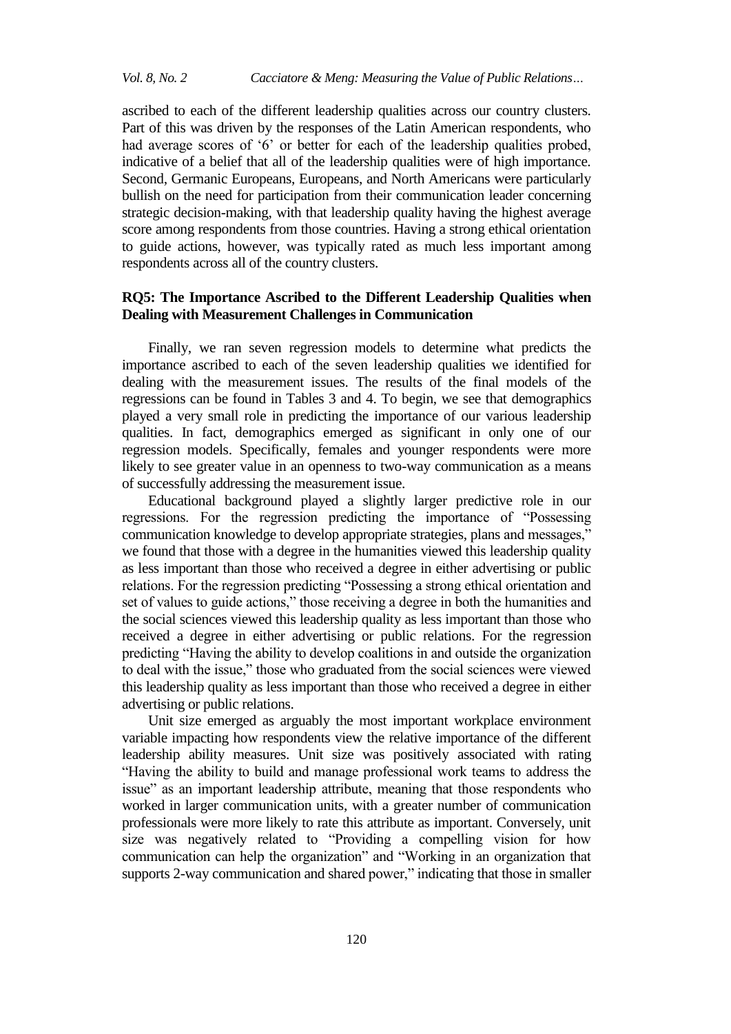ascribed to each of the different leadership qualities across our country clusters. Part of this was driven by the responses of the Latin American respondents, who had average scores of '6' or better for each of the leadership qualities probed, indicative of a belief that all of the leadership qualities were of high importance. Second, Germanic Europeans, Europeans, and North Americans were particularly bullish on the need for participation from their communication leader concerning strategic decision-making, with that leadership quality having the highest average score among respondents from those countries. Having a strong ethical orientation to guide actions, however, was typically rated as much less important among respondents across all of the country clusters.

### RQ5: The Importance Ascribed to the Different Leadership Qualities when Dealing with Measurement Challenges in Communication

Finally, we ran seven regression models to determine what predicts the importance ascribed to each of the seven leadership qualities we identified for dealing with the measurement issues. The results of the final models of the regressions can be found in Tables 3 and 4. To begin, we see that demographics played a very small role in predicting the importance of our various leadership qualities. In fact, demographics emerged as significant in only one of our regression models. Specifically, females and younger respondents were more likely to see greater value in an openness to two-way communication as a means of successfully addressing the measurement issue.

Educational background played a slightly larger predictive role in our regressions. For the regression predicting the importance of "Possessing communication knowledge to develop appropriate strategies, plans and messages," we found that those with a degree in the humanities viewed this leadership quality as less important than those who received a degree in either advertising or public relations. For the regression predicting "Possessing a strong ethical orientation and set of values to guide actions," those receiving a degree in both the humanities and the social sciences viewed this leadership quality as less important than those who received a degree in either advertising or public relations. For the regression predicting "Having the ability to develop coalitions in and outside the organization to deal with the issue," those who graduated from the social sciences were viewed this leadership quality as less important than those who received a degree in either advertising or public relations.

Unit size emerged as arguably the most important workplace environment variable impacting how respondents view the relative importance of the different leadership ability measures. Unit size was positively associated with rating "Having the ability to build and manage professional work teams to address the issue" as an important leadership attribute, meaning that those respondents who worked in larger communication units, with a greater number of communication professionals were more likely to rate this attribute as important. Conversely, unit size was negatively related to "Providing a compelling vision for how communication can help the organization" and "Working in an organization that supports 2-way communication and shared power," indicating that those in smaller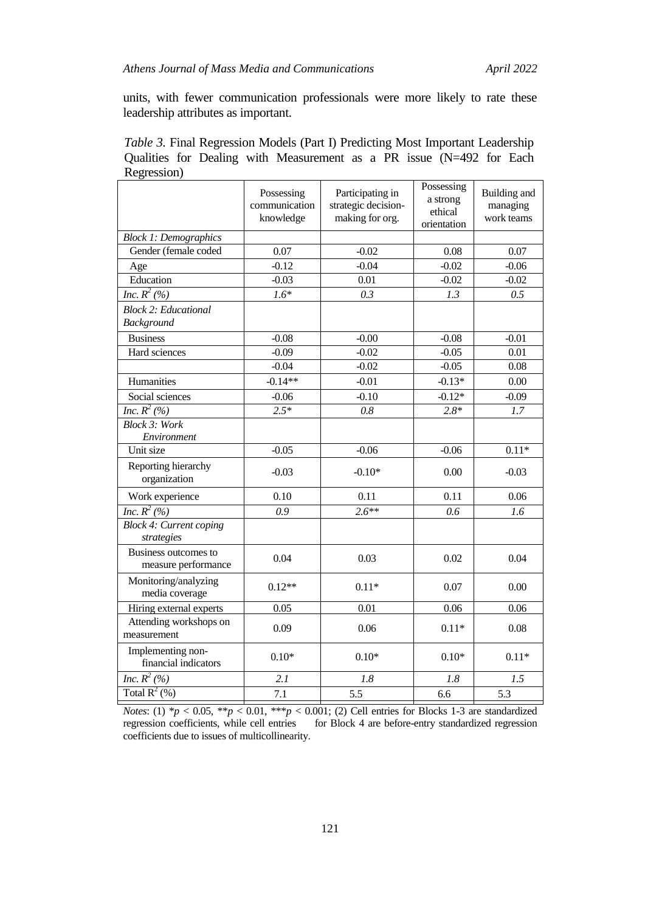units, with fewer communication professionals were more likely to rate these leadership attributes as important.

*Table 3.* Final Regression Models (Part I) Predicting Most Important Leadership Qualities for Dealing with Measurement as a PR issue (N=492 for Each Regression)

| | Possessing communication knowledge | Participating in strategic decision-making for org. | Possessing a strong ethical orientation | Building and managing work teams |
|---|---|---|---|---|
| *Block 1: Demographics* | | | | |
| Gender (female coded | 0.07 | -0.02 | 0.08 | 0.07 |
| Age | -0.12 | -0.04 | -0.02 | -0.06 |
| Education | -0.03 | 0.01 | -0.02 | -0.02 |
| *Inc. $R^2$ (%)* | *1.6\** | *0.3* | *1.3* | *0.5* |
| *Block 2: Educational Background* | | | | |
| Business | -0.08 | -0.00 | -0.08 | -0.01 |
| Hard sciences | -0.09 | -0.02 | -0.05 | 0.01 |
| | -0.04 | -0.02 | -0.05 | 0.08 |
| Humanities | -0.14** | -0.01 | -0.13* | 0.00 |
| Social sciences | -0.06 | -0.10 | -0.12* | -0.09 |
| *Inc. $R^2$ (%)* | *2.5\** | *0.8* | *2.8\** | *1.7* |
| *Block 3: Work Environment* | | | | |
| Unit size | -0.05 | -0.06 | -0.06 | 0.11* |
| Reporting hierarchy organization | -0.03 | -0.10* | 0.00 | -0.03 |
| Work experience | 0.10 | 0.11 | 0.11 | 0.06 |
| *Inc. $R^2$ (%)* | *0.9* | *2.6\*\** | *0.6* | *1.6* |
| *Block 4: Current coping strategies* | | | | |
| Business outcomes to measure performance | 0.04 | 0.03 | 0.02 | 0.04 |
| Monitoring/analyzing media coverage | 0.12** | 0.11* | 0.07 | 0.00 |
| Hiring external experts | 0.05 | 0.01 | 0.06 | 0.06 |
| Attending workshops on measurement | 0.09 | 0.06 | 0.11* | 0.08 |
| Implementing non-financial indicators | 0.10* | 0.10* | 0.10* | 0.11* |
| *Inc. $R^2$ (%)* | *2.1* | *1.8* | *1.8* | *1.5* |
| Total $R^2$ (%) | 7.1 | 5.5 | 6.6 | 5.3 |

*Notes*: (1) $*p < 0.05$, $**p < 0.01$, $***p < 0.001$; (2) Cell entries for Blocks 1-3 are standardized regression coefficients, while cell entries for Block 4 are before-entry standardized regression coefficients due to issues of multicollinearity.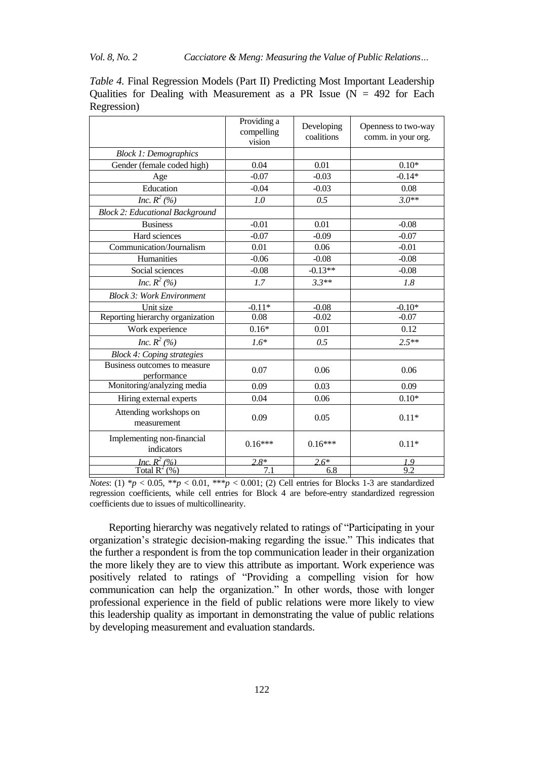*Table 4.* Final Regression Models (Part II) Predicting Most Important Leadership Qualities for Dealing with Measurement as a PR Issue (N = 492 for Each Regression)

| | Providing a compelling vision | Developing coalitions | Openness to two-way comm. in your org. |
|---|---|---|---|
| *Block 1: Demographics* | | | |
| Gender (female coded high) | 0.04 | 0.01 | 0.10* |
| Age | -0.07 | -0.03 | -0.14* |
| Education | -0.04 | -0.03 | 0.08 |
| *Inc. $R^2$ (%)* | *1.0* | *0.5* | *3.0*** |
| *Block 2: Educational Background* | | | |
| Business | -0.01 | 0.01 | -0.08 |
| Hard sciences | -0.07 | -0.09 | -0.07 |
| Communication/Journalism | 0.01 | 0.06 | -0.01 |
| Humanities | -0.06 | -0.08 | -0.08 |
| Social sciences | -0.08 | -0.13** | -0.08 |
| *Inc. $R^2$ (%)* | *1.7* | *3.3*** | *1.8* |
| *Block 3: Work Environment* | | | |
| Unit size | -0.11* | -0.08 | -0.10* |
| Reporting hierarchy organization | 0.08 | -0.02 | -0.07 |
| Work experience | 0.16* | 0.01 | 0.12 |
| *Inc. $R^2$ (%)* | *1.6** | *0.5* | *2.5*** |
| *Block 4: Coping strategies* | | | |
| Business outcomes to measure performance | 0.07 | 0.06 | 0.06 |
| Monitoring/analyzing media | 0.09 | 0.03 | 0.09 |
| Hiring external experts | 0.04 | 0.06 | 0.10* |
| Attending workshops on measurement | 0.09 | 0.05 | 0.11* |
| Implementing non-financial indicators | 0.16*** | 0.16*** | 0.11* |
| *Inc. $R^2$ (%)* | *2.8** | *2.6** | *1.9* |
| Total $R^2$ (%) | 7.1 | 6.8 | 9.2 |

*Notes*: (1) *$p < 0.05$, **$p < 0.01$, ***$p < 0.001$; (2) Cell entries for Blocks 1-3 are standardized regression coefficients, while cell entries for Block 4 are before-entry standardized regression coefficients due to issues of multicollinearity.

Reporting hierarchy was negatively related to ratings of "Participating in your organization's strategic decision-making regarding the issue." This indicates that the further a respondent is from the top communication leader in their organization the more likely they are to view this attribute as important. Work experience was positively related to ratings of "Providing a compelling vision for how communication can help the organization." In other words, those with longer professional experience in the field of public relations were more likely to view this leadership quality as important in demonstrating the value of public relations by developing measurement and evaluation standards.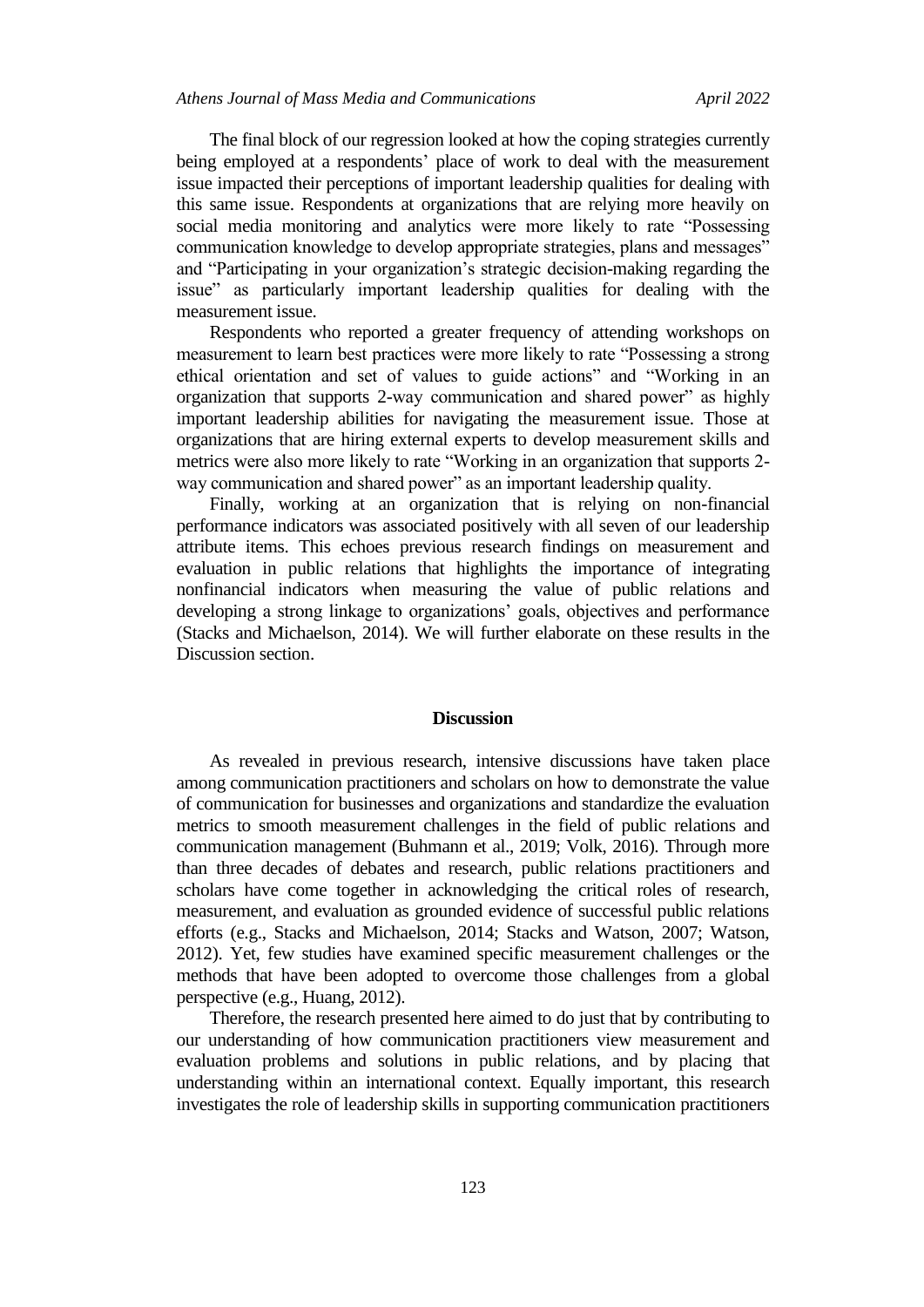The final block of our regression looked at how the coping strategies currently being employed at a respondents' place of work to deal with the measurement issue impacted their perceptions of important leadership qualities for dealing with this same issue. Respondents at organizations that are relying more heavily on social media monitoring and analytics were more likely to rate "Possessing communication knowledge to develop appropriate strategies, plans and messages" and "Participating in your organization's strategic decision-making regarding the issue" as particularly important leadership qualities for dealing with the measurement issue.

Respondents who reported a greater frequency of attending workshops on measurement to learn best practices were more likely to rate "Possessing a strong ethical orientation and set of values to guide actions" and "Working in an organization that supports 2-way communication and shared power" as highly important leadership abilities for navigating the measurement issue. Those at organizations that are hiring external experts to develop measurement skills and metrics were also more likely to rate "Working in an organization that supports 2-way communication and shared power" as an important leadership quality.

Finally, working at an organization that is relying on non-financial performance indicators was associated positively with all seven of our leadership attribute items. This echoes previous research findings on measurement and evaluation in public relations that highlights the importance of integrating nonfinancial indicators when measuring the value of public relations and developing a strong linkage to organizations' goals, objectives and performance (Stacks and Michaelson, 2014). We will further elaborate on these results in the Discussion section.

## Discussion

As revealed in previous research, intensive discussions have taken place among communication practitioners and scholars on how to demonstrate the value of communication for businesses and organizations and standardize the evaluation metrics to smooth measurement challenges in the field of public relations and communication management (Buhmann et al., 2019; Volk, 2016). Through more than three decades of debates and research, public relations practitioners and scholars have come together in acknowledging the critical roles of research, measurement, and evaluation as grounded evidence of successful public relations efforts (e.g., Stacks and Michaelson, 2014; Stacks and Watson, 2007; Watson, 2012). Yet, few studies have examined specific measurement challenges or the methods that have been adopted to overcome those challenges from a global perspective (e.g., Huang, 2012).

Therefore, the research presented here aimed to do just that by contributing to our understanding of how communication practitioners view measurement and evaluation problems and solutions in public relations, and by placing that understanding within an international context. Equally important, this research investigates the role of leadership skills in supporting communication practitioners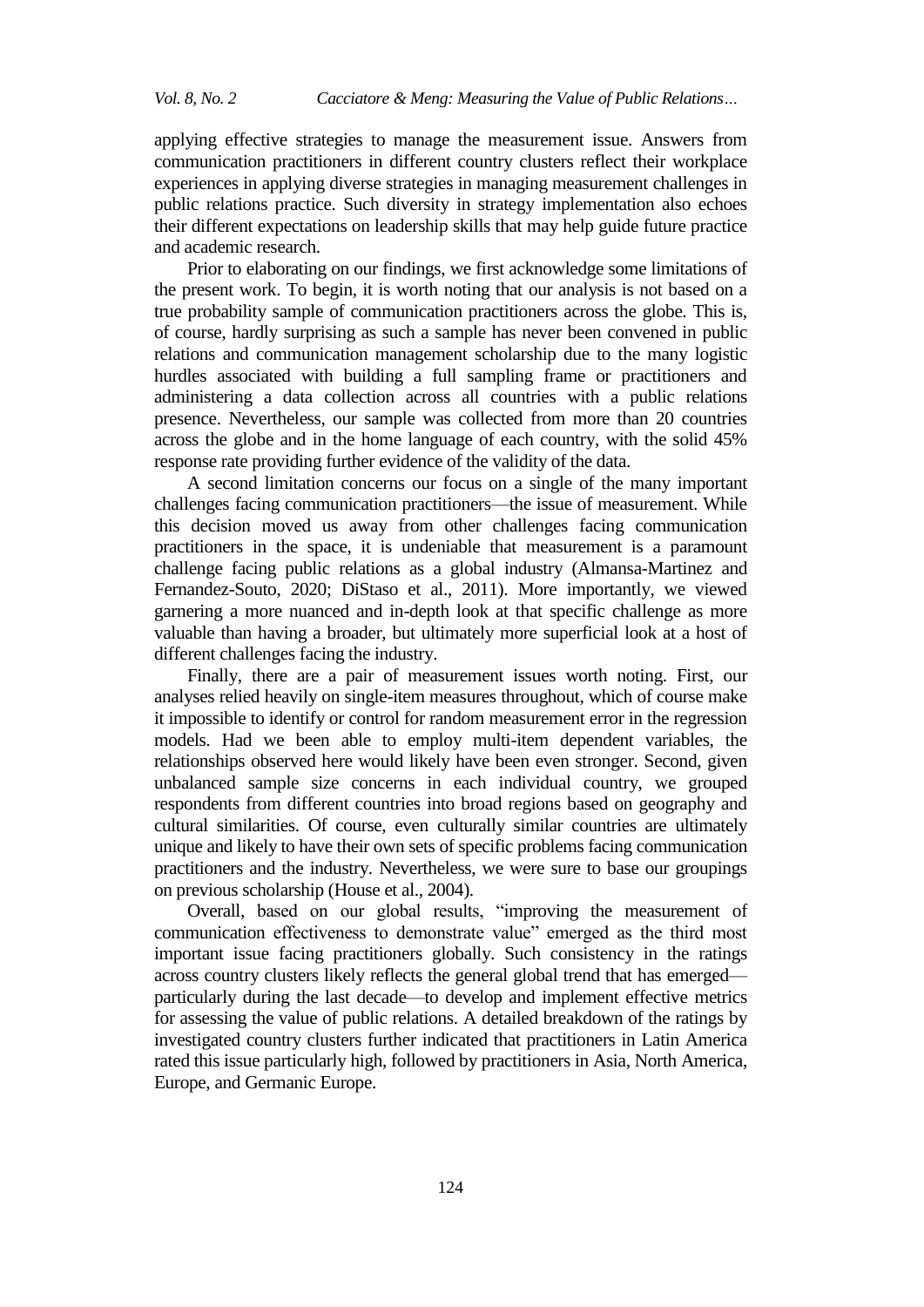applying effective strategies to manage the measurement issue. Answers from communication practitioners in different country clusters reflect their workplace experiences in applying diverse strategies in managing measurement challenges in public relations practice. Such diversity in strategy implementation also echoes their different expectations on leadership skills that may help guide future practice and academic research.

Prior to elaborating on our findings, we first acknowledge some limitations of the present work. To begin, it is worth noting that our analysis is not based on a true probability sample of communication practitioners across the globe. This is, of course, hardly surprising as such a sample has never been convened in public relations and communication management scholarship due to the many logistic hurdles associated with building a full sampling frame or practitioners and administering a data collection across all countries with a public relations presence. Nevertheless, our sample was collected from more than 20 countries across the globe and in the home language of each country, with the solid 45% response rate providing further evidence of the validity of the data.

A second limitation concerns our focus on a single of the many important challenges facing communication practitioners—the issue of measurement. While this decision moved us away from other challenges facing communication practitioners in the space, it is undeniable that measurement is a paramount challenge facing public relations as a global industry (Almansa-Martinez and Fernandez-Souto, 2020; DiStaso et al., 2011). More importantly, we viewed garnering a more nuanced and in-depth look at that specific challenge as more valuable than having a broader, but ultimately more superficial look at a host of different challenges facing the industry.

Finally, there are a pair of measurement issues worth noting. First, our analyses relied heavily on single-item measures throughout, which of course make it impossible to identify or control for random measurement error in the regression models. Had we been able to employ multi-item dependent variables, the relationships observed here would likely have been even stronger. Second, given unbalanced sample size concerns in each individual country, we grouped respondents from different countries into broad regions based on geography and cultural similarities. Of course, even culturally similar countries are ultimately unique and likely to have their own sets of specific problems facing communication practitioners and the industry. Nevertheless, we were sure to base our groupings on previous scholarship (House et al., 2004).

Overall, based on our global results, "improving the measurement of communication effectiveness to demonstrate value" emerged as the third most important issue facing practitioners globally. Such consistency in the ratings across country clusters likely reflects the general global trend that has emerged—particularly during the last decade—to develop and implement effective metrics for assessing the value of public relations. A detailed breakdown of the ratings by investigated country clusters further indicated that practitioners in Latin America rated this issue particularly high, followed by practitioners in Asia, North America, Europe, and Germanic Europe.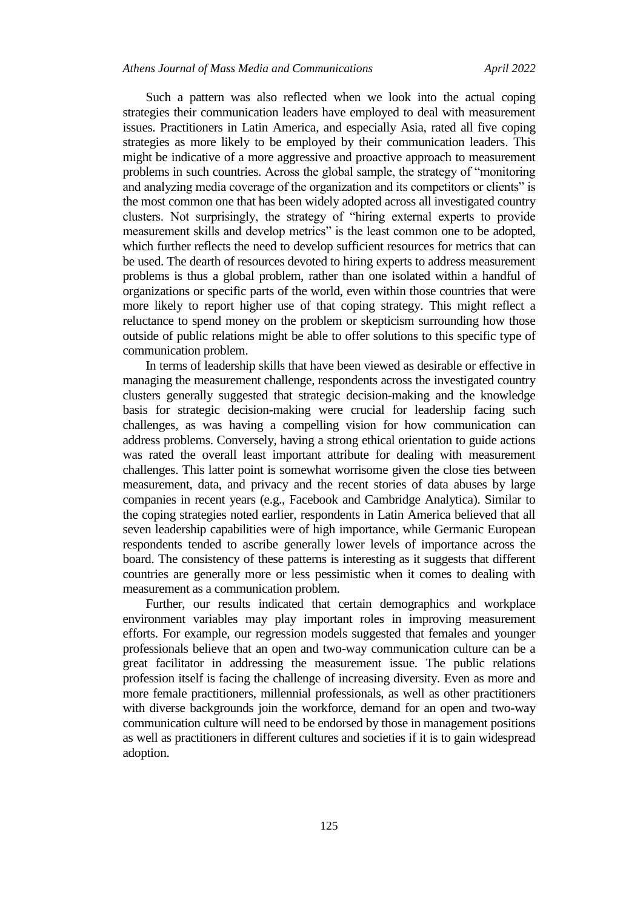Such a pattern was also reflected when we look into the actual coping strategies their communication leaders have employed to deal with measurement issues. Practitioners in Latin America, and especially Asia, rated all five coping strategies as more likely to be employed by their communication leaders. This might be indicative of a more aggressive and proactive approach to measurement problems in such countries. Across the global sample, the strategy of "monitoring and analyzing media coverage of the organization and its competitors or clients" is the most common one that has been widely adopted across all investigated country clusters. Not surprisingly, the strategy of "hiring external experts to provide measurement skills and develop metrics" is the least common one to be adopted, which further reflects the need to develop sufficient resources for metrics that can be used. The dearth of resources devoted to hiring experts to address measurement problems is thus a global problem, rather than one isolated within a handful of organizations or specific parts of the world, even within those countries that were more likely to report higher use of that coping strategy. This might reflect a reluctance to spend money on the problem or skepticism surrounding how those outside of public relations might be able to offer solutions to this specific type of communication problem.

In terms of leadership skills that have been viewed as desirable or effective in managing the measurement challenge, respondents across the investigated country clusters generally suggested that strategic decision-making and the knowledge basis for strategic decision-making were crucial for leadership facing such challenges, as was having a compelling vision for how communication can address problems. Conversely, having a strong ethical orientation to guide actions was rated the overall least important attribute for dealing with measurement challenges. This latter point is somewhat worrisome given the close ties between measurement, data, and privacy and the recent stories of data abuses by large companies in recent years (e.g., Facebook and Cambridge Analytica). Similar to the coping strategies noted earlier, respondents in Latin America believed that all seven leadership capabilities were of high importance, while Germanic European respondents tended to ascribe generally lower levels of importance across the board. The consistency of these patterns is interesting as it suggests that different countries are generally more or less pessimistic when it comes to dealing with measurement as a communication problem.

Further, our results indicated that certain demographics and workplace environment variables may play important roles in improving measurement efforts. For example, our regression models suggested that females and younger professionals believe that an open and two-way communication culture can be a great facilitator in addressing the measurement issue. The public relations profession itself is facing the challenge of increasing diversity. Even as more and more female practitioners, millennial professionals, as well as other practitioners with diverse backgrounds join the workforce, demand for an open and two-way communication culture will need to be endorsed by those in management positions as well as practitioners in different cultures and societies if it is to gain widespread adoption.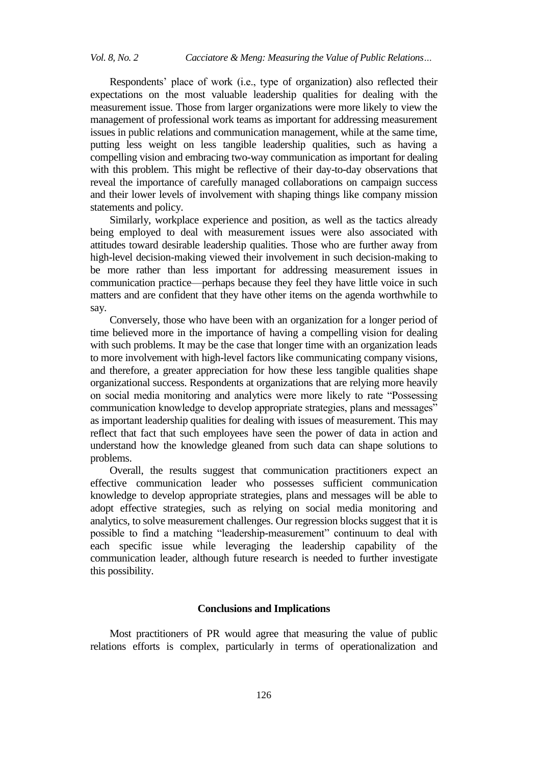Respondents' place of work (i.e., type of organization) also reflected their expectations on the most valuable leadership qualities for dealing with the measurement issue. Those from larger organizations were more likely to view the management of professional work teams as important for addressing measurement issues in public relations and communication management, while at the same time, putting less weight on less tangible leadership qualities, such as having a compelling vision and embracing two-way communication as important for dealing with this problem. This might be reflective of their day-to-day observations that reveal the importance of carefully managed collaborations on campaign success and their lower levels of involvement with shaping things like company mission statements and policy.

Similarly, workplace experience and position, as well as the tactics already being employed to deal with measurement issues were also associated with attitudes toward desirable leadership qualities. Those who are further away from high-level decision-making viewed their involvement in such decision-making to be more rather than less important for addressing measurement issues in communication practice—perhaps because they feel they have little voice in such matters and are confident that they have other items on the agenda worthwhile to say.

Conversely, those who have been with an organization for a longer period of time believed more in the importance of having a compelling vision for dealing with such problems. It may be the case that longer time with an organization leads to more involvement with high-level factors like communicating company visions, and therefore, a greater appreciation for how these less tangible qualities shape organizational success. Respondents at organizations that are relying more heavily on social media monitoring and analytics were more likely to rate "Possessing communication knowledge to develop appropriate strategies, plans and messages" as important leadership qualities for dealing with issues of measurement. This may reflect that fact that such employees have seen the power of data in action and understand how the knowledge gleaned from such data can shape solutions to problems.

Overall, the results suggest that communication practitioners expect an effective communication leader who possesses sufficient communication knowledge to develop appropriate strategies, plans and messages will be able to adopt effective strategies, such as relying on social media monitoring and analytics, to solve measurement challenges. Our regression blocks suggest that it is possible to find a matching "leadership-measurement" continuum to deal with each specific issue while leveraging the leadership capability of the communication leader, although future research is needed to further investigate this possibility.

## Conclusions and Implications

Most practitioners of PR would agree that measuring the value of public relations efforts is complex, particularly in terms of operationalization and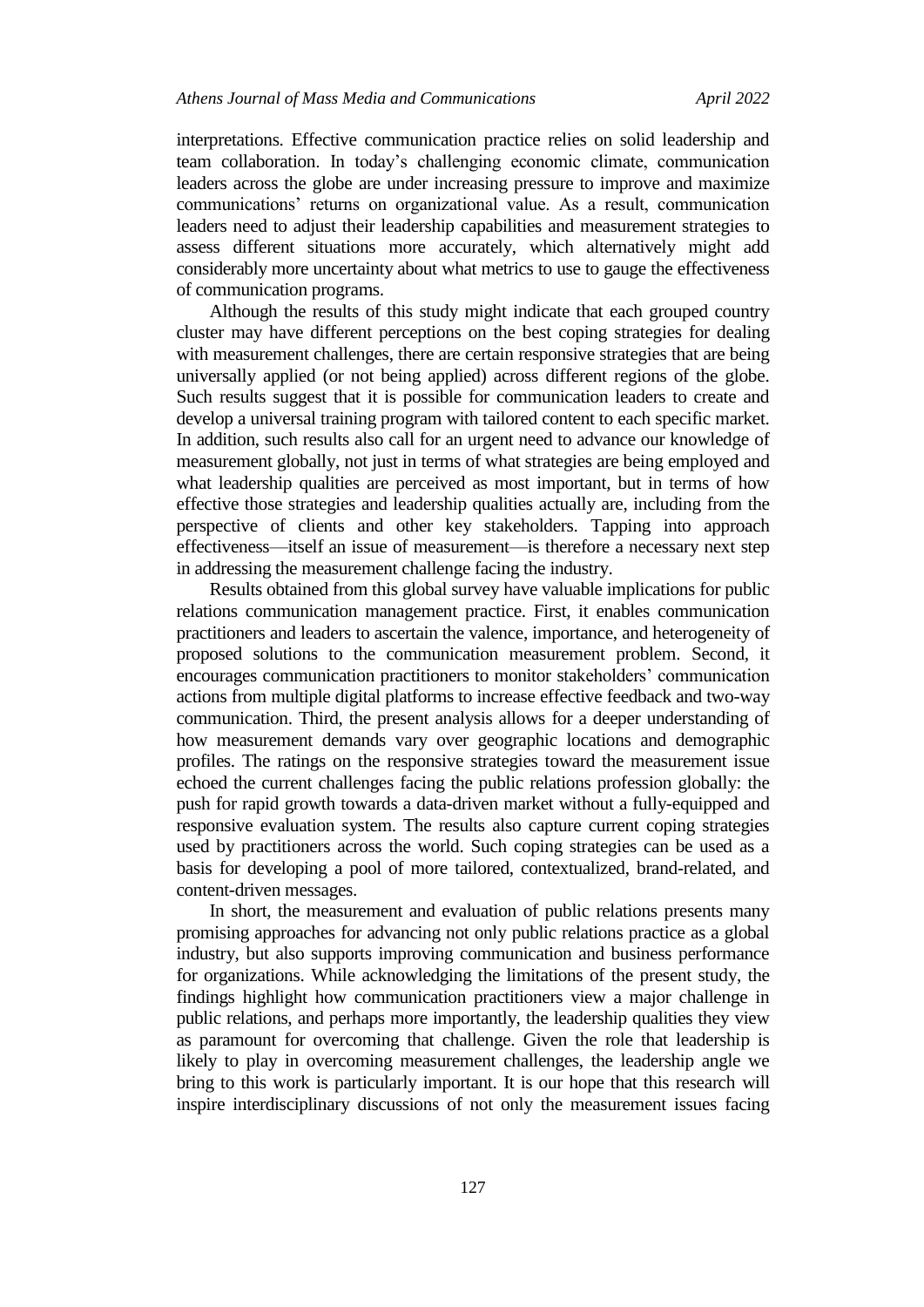interpretations. Effective communication practice relies on solid leadership and team collaboration. In today's challenging economic climate, communication leaders across the globe are under increasing pressure to improve and maximize communications' returns on organizational value. As a result, communication leaders need to adjust their leadership capabilities and measurement strategies to assess different situations more accurately, which alternatively might add considerably more uncertainty about what metrics to use to gauge the effectiveness of communication programs.

Although the results of this study might indicate that each grouped country cluster may have different perceptions on the best coping strategies for dealing with measurement challenges, there are certain responsive strategies that are being universally applied (or not being applied) across different regions of the globe. Such results suggest that it is possible for communication leaders to create and develop a universal training program with tailored content to each specific market. In addition, such results also call for an urgent need to advance our knowledge of measurement globally, not just in terms of what strategies are being employed and what leadership qualities are perceived as most important, but in terms of how effective those strategies and leadership qualities actually are, including from the perspective of clients and other key stakeholders. Tapping into approach effectiveness—itself an issue of measurement—is therefore a necessary next step in addressing the measurement challenge facing the industry.

Results obtained from this global survey have valuable implications for public relations communication management practice. First, it enables communication practitioners and leaders to ascertain the valence, importance, and heterogeneity of proposed solutions to the communication measurement problem. Second, it encourages communication practitioners to monitor stakeholders' communication actions from multiple digital platforms to increase effective feedback and two-way communication. Third, the present analysis allows for a deeper understanding of how measurement demands vary over geographic locations and demographic profiles. The ratings on the responsive strategies toward the measurement issue echoed the current challenges facing the public relations profession globally: the push for rapid growth towards a data-driven market without a fully-equipped and responsive evaluation system. The results also capture current coping strategies used by practitioners across the world. Such coping strategies can be used as a basis for developing a pool of more tailored, contextualized, brand-related, and content-driven messages.

In short, the measurement and evaluation of public relations presents many promising approaches for advancing not only public relations practice as a global industry, but also supports improving communication and business performance for organizations. While acknowledging the limitations of the present study, the findings highlight how communication practitioners view a major challenge in public relations, and perhaps more importantly, the leadership qualities they view as paramount for overcoming that challenge. Given the role that leadership is likely to play in overcoming measurement challenges, the leadership angle we bring to this work is particularly important. It is our hope that this research will inspire interdisciplinary discussions of not only the measurement issues facing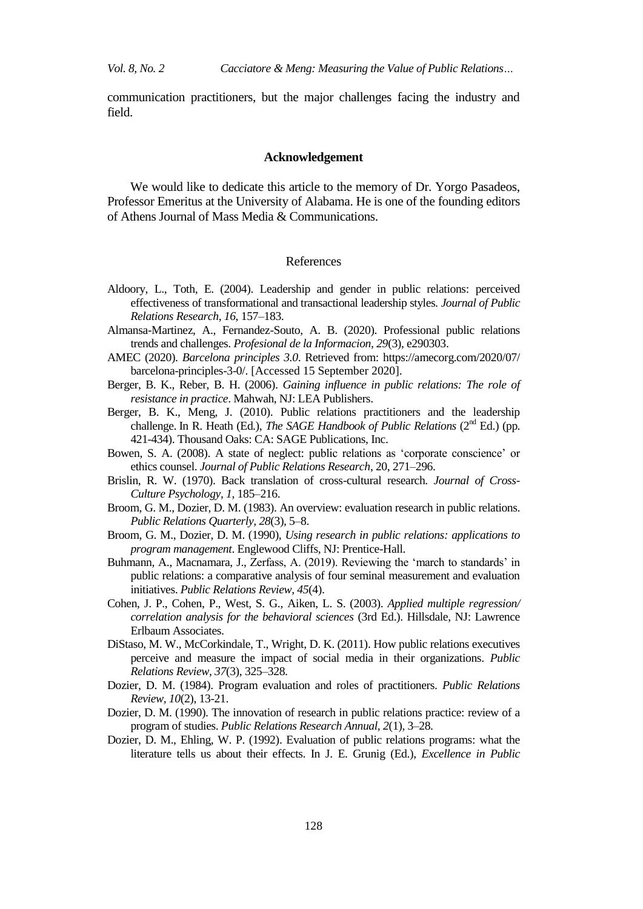communication practitioners, but the major challenges facing the industry and field.

## Acknowledgement

We would like to dedicate this article to the memory of Dr. Yorgo Pasadeos, Professor Emeritus at the University of Alabama. He is one of the founding editors of Athens Journal of Mass Media & Communications.

## References

Aldoory, L., Toth, E. (2004). Leadership and gender in public relations: perceived effectiveness of transformational and transactional leadership styles. *Journal of Public Relations Research*, *16*, 157–183.

Almansa-Martinez, A., Fernandez-Souto, A. B. (2020). Professional public relations trends and challenges. *Profesional de la Informacion*, *29*(3), e290303.

AMEC (2020). *Barcelona principles 3.0*. Retrieved from: https://amecorg.com/2020/07/barcelona-principles-3-0/. [Accessed 15 September 2020].

Berger, B. K., Reber, B. H. (2006). *Gaining influence in public relations: The role of resistance in practice*. Mahwah, NJ: LEA Publishers.

Berger, B. K., Meng, J. (2010). Public relations practitioners and the leadership challenge. In R. Heath (Ed.), *The SAGE Handbook of Public Relations* (2nd Ed.) (pp. 421-434). Thousand Oaks: CA: SAGE Publications, Inc.

Bowen, S. A. (2008). A state of neglect: public relations as 'corporate conscience' or ethics counsel. *Journal of Public Relations Research*, 20, 271–296.

Brislin, R. W. (1970). Back translation of cross-cultural research. *Journal of Cross-Culture Psychology, 1*, 185–216.

Broom, G. M., Dozier, D. M. (1983). An overview: evaluation research in public relations. *Public Relations Quarterly, 28*(3), 5–8.

Broom, G. M., Dozier, D. M. (1990), *Using research in public relations: applications to program management*. Englewood Cliffs, NJ: Prentice-Hall.

Buhmann, A., Macnamara, J., Zerfass, A. (2019). Reviewing the 'march to standards' in public relations: a comparative analysis of four seminal measurement and evaluation initiatives. *Public Relations Review*, *45*(4).

Cohen, J. P., Cohen, P., West, S. G., Aiken, L. S. (2003). *Applied multiple regression/correlation analysis for the behavioral sciences* (3rd Ed.). Hillsdale, NJ: Lawrence Erlbaum Associates.

DiStaso, M. W., McCorkindale, T., Wright, D. K. (2011). How public relations executives perceive and measure the impact of social media in their organizations. *Public Relations Review, 37*(3), 325–328.

Dozier, D. M. (1984). Program evaluation and roles of practitioners. *Public Relations Review*, *10*(2), 13-21.

Dozier, D. M. (1990). The innovation of research in public relations practice: review of a program of studies. *Public Relations Research Annual, 2*(1), 3–28.

Dozier, D. M., Ehling, W. P. (1992). Evaluation of public relations programs: what the literature tells us about their effects. In J. E. Grunig (Ed.), *Excellence in Public*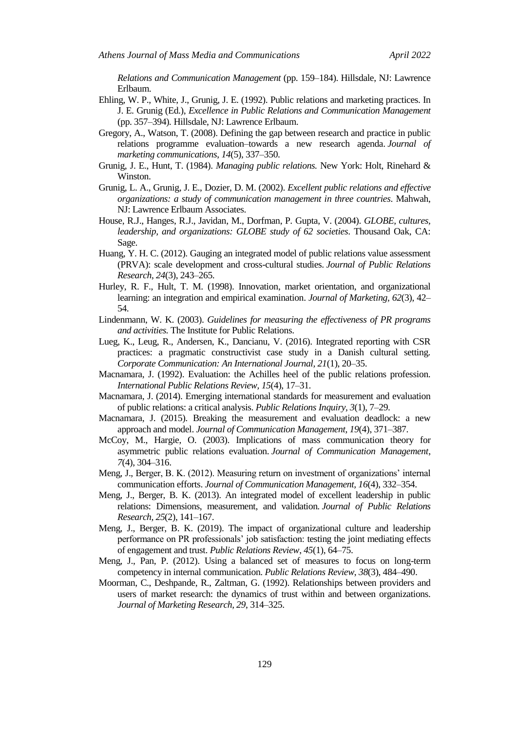*Relations and Communication Management* (pp. 159–184). Hillsdale, NJ: Lawrence Erlbaum.

Ehling, W. P., White, J., Grunig, J. E. (1992). Public relations and marketing practices. In J. E. Grunig (Ed.), *Excellence in Public Relations and Communication Management* (pp. 357–394). Hillsdale, NJ: Lawrence Erlbaum.

Gregory, A., Watson, T. (2008). Defining the gap between research and practice in public relations programme evaluation–towards a new research agenda. *Journal of marketing communications*, *14*(5), 337–350.

Grunig, J. E., Hunt, T. (1984). *Managing public relations.* New York: Holt, Rinehard & Winston.

Grunig, L. A., Grunig, J. E., Dozier, D. M. (2002). *Excellent public relations and effective organizations: a study of communication management in three countries*. Mahwah, NJ: Lawrence Erlbaum Associates.

House, R.J., Hanges, R.J., Javidan, M., Dorfman, P. Gupta, V. (2004). *GLOBE, cultures, leadership, and organizations: GLOBE study of 62 societies*. Thousand Oak, CA: Sage.

Huang, Y. H. C. (2012). Gauging an integrated model of public relations value assessment (PRVA): scale development and cross-cultural studies. *Journal of Public Relations Research*, *24*(3), 243–265.

Hurley, R. F., Hult, T. M. (1998). Innovation, market orientation, and organizational learning: an integration and empirical examination. *Journal of Marketing, 62*(3), 42–54.

Lindenmann, W. K. (2003). *Guidelines for measuring the effectiveness of PR programs and activities.* The Institute for Public Relations.

Lueg, K., Leug, R., Andersen, K., Dancianu, V. (2016). Integrated reporting with CSR practices: a pragmatic constructivist case study in a Danish cultural setting. *Corporate Communication: An International Journal, 21*(1), 20–35.

Macnamara, J. (1992). Evaluation: the Achilles heel of the public relations profession. *International Public Relations Review*, *15*(4), 17–31.

Macnamara, J. (2014). Emerging international standards for measurement and evaluation of public relations: a critical analysis. *Public Relations Inquiry, 3*(1), 7–29.

Macnamara, J. (2015). Breaking the measurement and evaluation deadlock: a new approach and model. *Journal of Communication Management, 19*(4), 371–387.

McCoy, M., Hargie, O. (2003). Implications of mass communication theory for asymmetric public relations evaluation. *Journal of Communication Management*, *7*(4), 304–316.

Meng, J., Berger, B. K. (2012). Measuring return on investment of organizations' internal communication efforts. *Journal of Communication Management, 16*(4), 332–354.

Meng, J., Berger, B. K. (2013). An integrated model of excellent leadership in public relations: Dimensions, measurement, and validation. *Journal of Public Relations Research*, *25*(2), 141–167.

Meng, J., Berger, B. K. (2019). The impact of organizational culture and leadership performance on PR professionals' job satisfaction: testing the joint mediating effects of engagement and trust. *Public Relations Review*, *45*(1), 64–75.

Meng, J., Pan, P. (2012). Using a balanced set of measures to focus on long-term competency in internal communication. *Public Relations Review*, *38*(3), 484–490.

Moorman, C., Deshpande, R., Zaltman, G. (1992). Relationships between providers and users of market research: the dynamics of trust within and between organizations. *Journal of Marketing Research*, *29*, 314–325.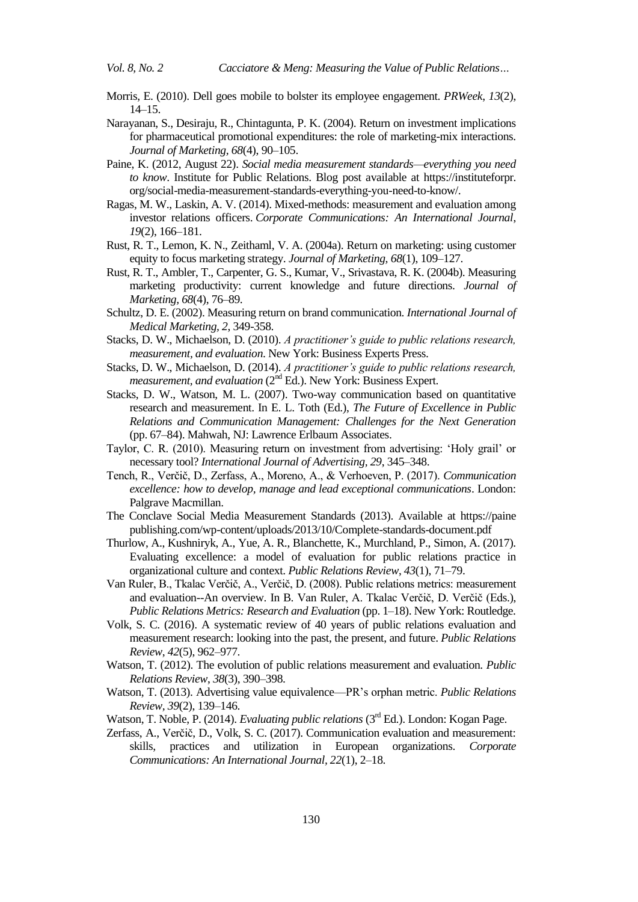Morris, E. (2010). Dell goes mobile to bolster its employee engagement. *PRWeek*, *13*(2), 14–15.

Narayanan, S., Desiraju, R., Chintagunta, P. K. (2004). Return on investment implications for pharmaceutical promotional expenditures: the role of marketing-mix interactions. *Journal of Marketing*, *68*(4), 90–105.

Paine, K. (2012, August 22). *Social media measurement standards—everything you need to know*. Institute for Public Relations. Blog post available at https://instituteforpr.org/social-media-measurement-standards-everything-you-need-to-know/.

Ragas, M. W., Laskin, A. V. (2014). Mixed-methods: measurement and evaluation among investor relations officers. *Corporate Communications: An International Journal*, *19*(2), 166–181.

Rust, R. T., Lemon, K. N., Zeithaml, V. A. (2004a). Return on marketing: using customer equity to focus marketing strategy. *Journal of Marketing*, *68*(1), 109–127.

Rust, R. T., Ambler, T., Carpenter, G. S., Kumar, V., Srivastava, R. K. (2004b). Measuring marketing productivity: current knowledge and future directions. *Journal of Marketing*, *68*(4), 76–89.

Schultz, D. E. (2002). Measuring return on brand communication. *International Journal of Medical Marketing*, *2*, 349-358.

Stacks, D. W., Michaelson, D. (2010). *A practitioner's guide to public relations research, measurement, and evaluation*. New York: Business Experts Press.

Stacks, D. W., Michaelson, D. (2014). *A practitioner's guide to public relations research, measurement, and evaluation* (2nd Ed.). New York: Business Expert.

Stacks, D. W., Watson, M. L. (2007). Two-way communication based on quantitative research and measurement. In E. L. Toth (Ed.), *The Future of Excellence in Public Relations and Communication Management: Challenges for the Next Generation* (pp. 67–84). Mahwah, NJ: Lawrence Erlbaum Associates.

Taylor, C. R. (2010). Measuring return on investment from advertising: 'Holy grail' or necessary tool? *International Journal of Advertising*, *29*, 345–348.

Tench, R., Verčič, D., Zerfass, A., Moreno, A., & Verhoeven, P. (2017). *Communication excellence: how to develop, manage and lead exceptional communications*. London: Palgrave Macmillan.

The Conclave Social Media Measurement Standards (2013). Available at https://painepublishing.com/wp-content/uploads/2013/10/Complete-standards-document.pdf

Thurlow, A., Kushniryk, A., Yue, A. R., Blanchette, K., Murchland, P., Simon, A. (2017). Evaluating excellence: a model of evaluation for public relations practice in organizational culture and context. *Public Relations Review*, *43*(1), 71–79.

Van Ruler, B., Tkalac Verčič, A., Verčič, D. (2008). Public relations metrics: measurement and evaluation--An overview. In B. Van Ruler, A. Tkalac Verčič, D. Verčič (Eds.), *Public Relations Metrics: Research and Evaluation* (pp. 1–18). New York: Routledge.

Volk, S. C. (2016). A systematic review of 40 years of public relations evaluation and measurement research: looking into the past, the present, and future. *Public Relations Review*, *42*(5), 962–977.

Watson, T. (2012). The evolution of public relations measurement and evaluation. *Public Relations Review*, *38*(3), 390–398.

Watson, T. (2013). Advertising value equivalence—PR's orphan metric. *Public Relations Review*, *39*(2), 139–146.

Watson, T. Noble, P. (2014). *Evaluating public relations* (3rd Ed.). London: Kogan Page.

Zerfass, A., Verčič, D., Volk, S. C. (2017). Communication evaluation and measurement: skills, practices and utilization in European organizations. *Corporate Communications: An International Journal*, *22*(1), 2–18.